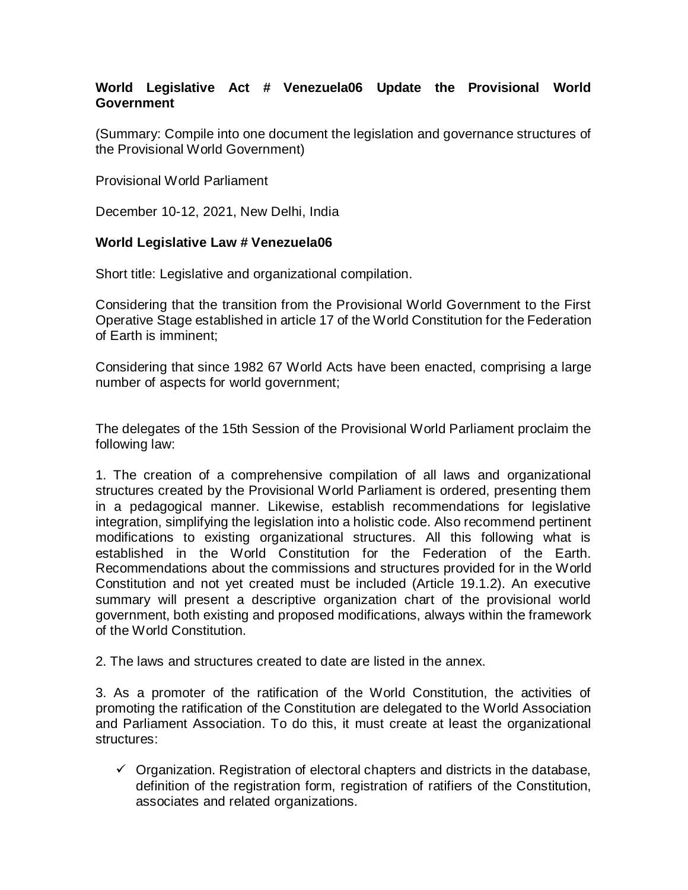**World Legislative Act # Venezuela06 Update the Provisional World Government**

(Summary: Compile into one document the legislation and governance structures of the Provisional World Government)

Provisional World Parliament

December 10-12, 2021, New Delhi, India

**World Legislative Law # Venezuela06**

Short title: Legislative and organizational compilation.

Considering that the transition from the Provisional World Government to the First Operative Stage established in article 17 of the World Constitution for the Federation of Earth is imminent;

Considering that since 1982 67 World Acts have been enacted, comprising a large number of aspects for world government;

The delegates of the 15th Session of the Provisional World Parliament proclaim the following law:

1. The creation of a comprehensive compilation of all laws and organizational structures created by the Provisional World Parliament is ordered, presenting them in a pedagogical manner. Likewise, establish recommendations for legislative integration, simplifying the legislation into a holistic code. Also recommend pertinent modifications to existing organizational structures. All this following what is established in the World Constitution for the Federation of the Earth. Recommendations about the commissions and structures provided for in the World Constitution and not yet created must be included (Article 19.1.2). An executive summary will present a descriptive organization chart of the provisional world government, both existing and proposed modifications, always within the framework of the World Constitution.

2. The laws and structures created to date are listed in the annex.

3. As a promoter of the ratification of the World Constitution, the activities of promoting the ratification of the Constitution are delegated to the World Association and Parliament Association. To do this, it must create at least the organizational structures:

- ✓ Organization. Registration of electoral chapters and districts in the database, definition of the registration form, registration of ratifiers of the Constitution, associates and related organizations.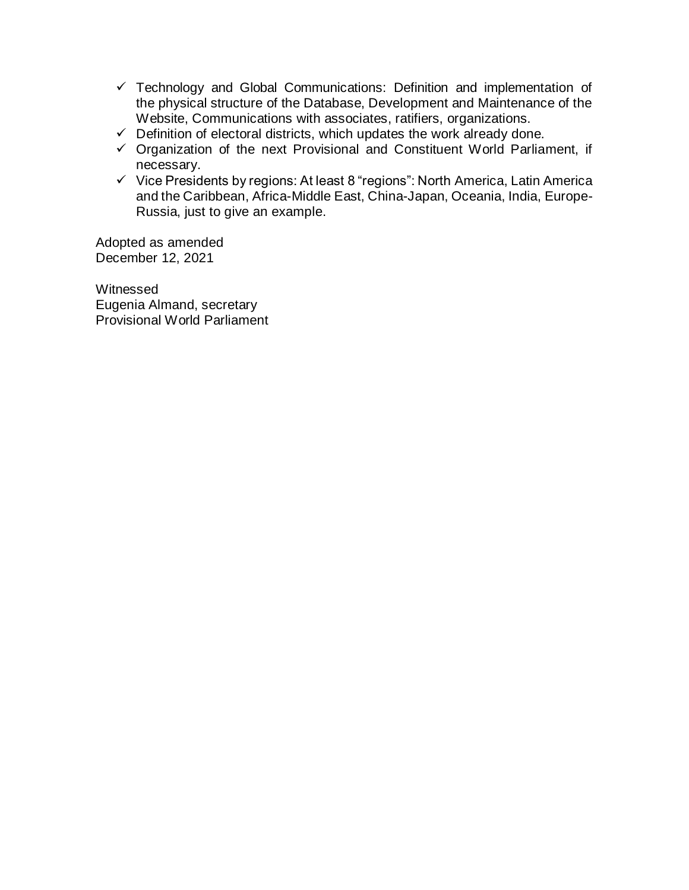- ✓ Technology and Global Communications: Definition and implementation of the physical structure of the Database, Development and Maintenance of the Website, Communications with associates, ratifiers, organizations.
- ✓ Definition of electoral districts, which updates the work already done.
- ✓ Organization of the next Provisional and Constituent World Parliament, if necessary.
- ✓ Vice Presidents by regions: At least 8 "regions": North America, Latin America and the Caribbean, Africa-Middle East, China-Japan, Oceania, India, Europe-Russia, just to give an example.

Adopted as amended
December 12, 2021

Witnessed
Eugenia Almand, secretary
Provisional World Parliament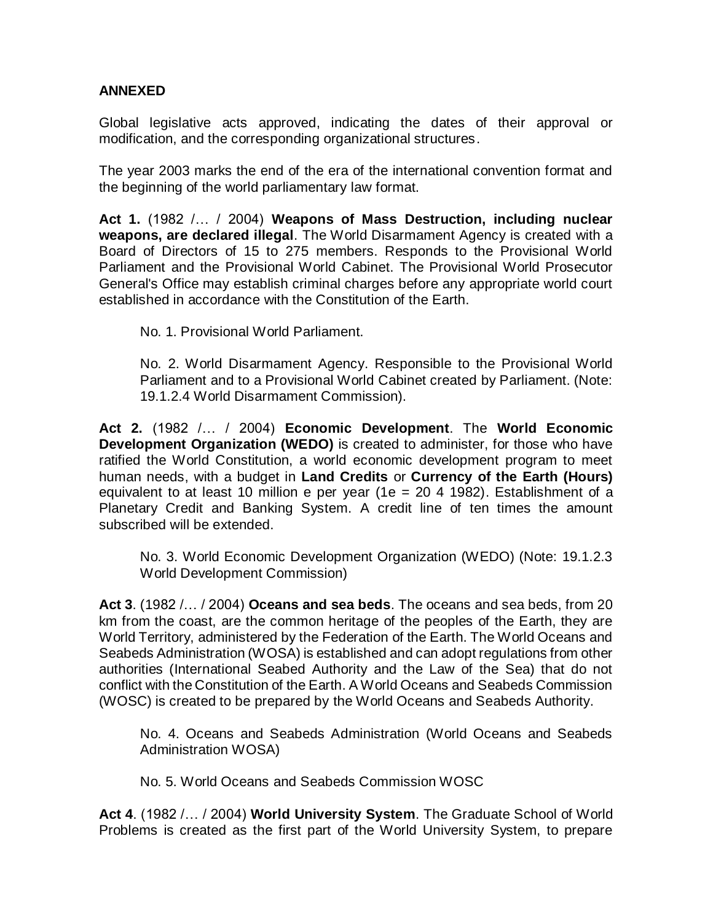**ANNEXED**

Global legislative acts approved, indicating the dates of their approval or modification, and the corresponding organizational structures.

The year 2003 marks the end of the era of the international convention format and the beginning of the world parliamentary law format.

**Act 1.** (1982 /… / 2004) **Weapons of Mass Destruction, including nuclear weapons, are declared illegal**. The World Disarmament Agency is created with a Board of Directors of 15 to 275 members. Responds to the Provisional World Parliament and the Provisional World Cabinet. The Provisional World Prosecutor General's Office may establish criminal charges before any appropriate world court established in accordance with the Constitution of the Earth.

> No. 1. Provisional World Parliament.
>
> No. 2. World Disarmament Agency. Responsible to the Provisional World Parliament and to a Provisional World Cabinet created by Parliament. (Note: 19.1.2.4 World Disarmament Commission).

**Act 2.** (1982 /… / 2004) **Economic Development**. The **World Economic Development Organization (WEDO)** is created to administer, for those who have ratified the World Constitution, a world economic development program to meet human needs, with a budget in **Land Credits** or **Currency of the Earth (Hours)** equivalent to at least 10 million e per year (1e = 20 4 1982). Establishment of a Planetary Credit and Banking System. A credit line of ten times the amount subscribed will be extended.

> No. 3. World Economic Development Organization (WEDO) (Note: 19.1.2.3 World Development Commission)

**Act 3**. (1982 /… / 2004) **Oceans and sea beds**. The oceans and sea beds, from 20 km from the coast, are the common heritage of the peoples of the Earth, they are World Territory, administered by the Federation of the Earth. The World Oceans and Seabeds Administration (WOSA) is established and can adopt regulations from other authorities (International Seabed Authority and the Law of the Sea) that do not conflict with the Constitution of the Earth. A World Oceans and Seabeds Commission (WOSC) is created to be prepared by the World Oceans and Seabeds Authority.

> No. 4. Oceans and Seabeds Administration (World Oceans and Seabeds Administration WOSA)
>
> No. 5. World Oceans and Seabeds Commission WOSC

**Act 4**. (1982 /… / 2004) **World University System**. The Graduate School of World Problems is created as the first part of the World University System, to prepare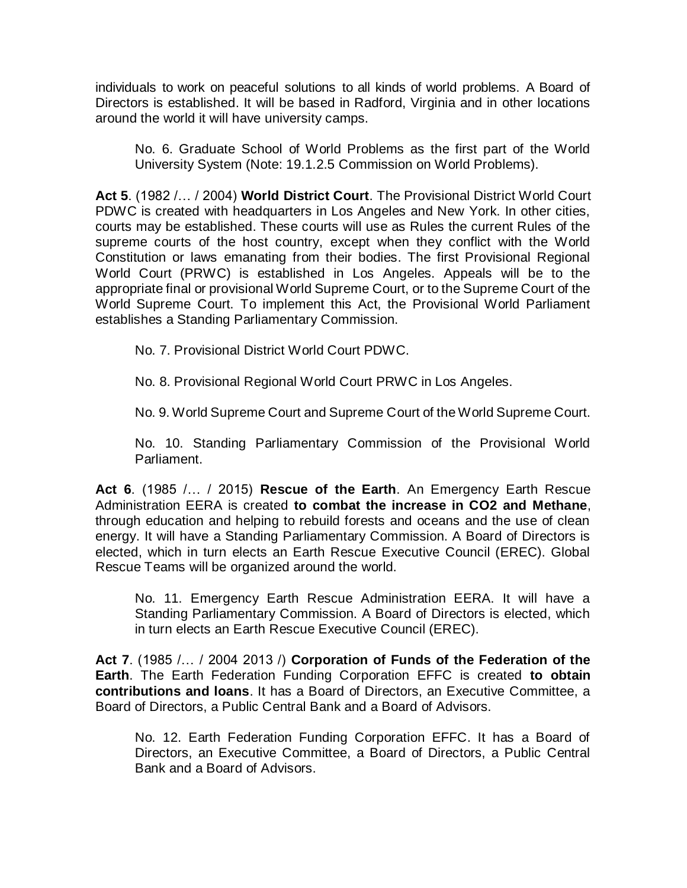individuals to work on peaceful solutions to all kinds of world problems. A Board of Directors is established. It will be based in Radford, Virginia and in other locations around the world it will have university camps.

> No. 6. Graduate School of World Problems as the first part of the World University System (Note: 19.1.2.5 Commission on World Problems).

**Act 5**. (1982 /… / 2004) **World District Court**. The Provisional District World Court PDWC is created with headquarters in Los Angeles and New York. In other cities, courts may be established. These courts will use as Rules the current Rules of the supreme courts of the host country, except when they conflict with the World Constitution or laws emanating from their bodies. The first Provisional Regional World Court (PRWC) is established in Los Angeles. Appeals will be to the appropriate final or provisional World Supreme Court, or to the Supreme Court of the World Supreme Court. To implement this Act, the Provisional World Parliament establishes a Standing Parliamentary Commission.

> No. 7. Provisional District World Court PDWC.

> No. 8. Provisional Regional World Court PRWC in Los Angeles.

> No. 9. World Supreme Court and Supreme Court of the World Supreme Court.

> No. 10. Standing Parliamentary Commission of the Provisional World Parliament.

**Act 6**. (1985 /… / 2015) **Rescue of the Earth**. An Emergency Earth Rescue Administration EERA is created **to combat the increase in CO2 and Methane**, through education and helping to rebuild forests and oceans and the use of clean energy. It will have a Standing Parliamentary Commission. A Board of Directors is elected, which in turn elects an Earth Rescue Executive Council (EREC). Global Rescue Teams will be organized around the world.

> No. 11. Emergency Earth Rescue Administration EERA. It will have a Standing Parliamentary Commission. A Board of Directors is elected, which in turn elects an Earth Rescue Executive Council (EREC).

**Act 7**. (1985 /… / 2004 2013 /) **Corporation of Funds of the Federation of the Earth**. The Earth Federation Funding Corporation EFFC is created **to obtain contributions and loans**. It has a Board of Directors, an Executive Committee, a Board of Directors, a Public Central Bank and a Board of Advisors.

> No. 12. Earth Federation Funding Corporation EFFC. It has a Board of Directors, an Executive Committee, a Board of Directors, a Public Central Bank and a Board of Advisors.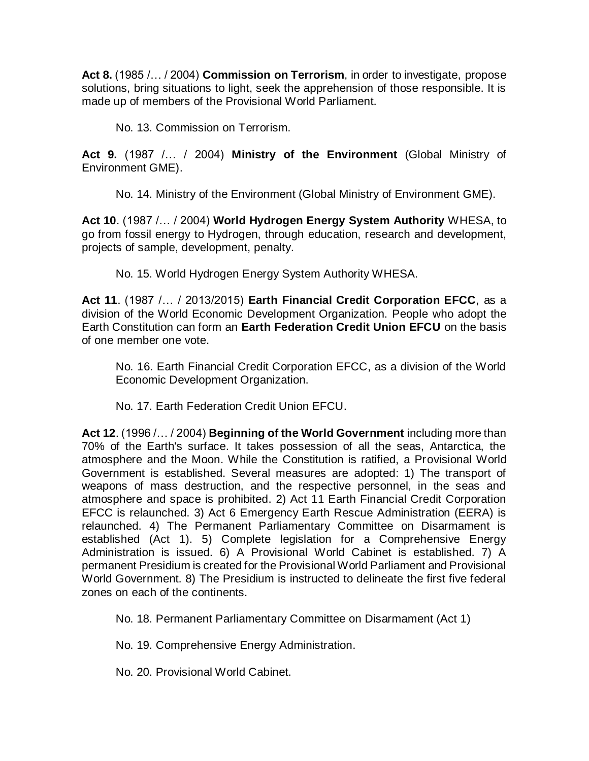**Act 8.** (1985 /… / 2004) **Commission on Terrorism**, in order to investigate, propose solutions, bring situations to light, seek the apprehension of those responsible. It is made up of members of the Provisional World Parliament.

> No. 13. Commission on Terrorism.

**Act 9.** (1987 /… / 2004) **Ministry of the Environment** (Global Ministry of Environment GME).

> No. 14. Ministry of the Environment (Global Ministry of Environment GME).

**Act 10**. (1987 /… / 2004) **World Hydrogen Energy System Authority** WHESA, to go from fossil energy to Hydrogen, through education, research and development, projects of sample, development, penalty.

> No. 15. World Hydrogen Energy System Authority WHESA.

**Act 11**. (1987 /… / 2013/2015) **Earth Financial Credit Corporation EFCC**, as a division of the World Economic Development Organization. People who adopt the Earth Constitution can form an **Earth Federation Credit Union EFCU** on the basis of one member one vote.

> No. 16. Earth Financial Credit Corporation EFCC, as a division of the World Economic Development Organization.
>
> No. 17. Earth Federation Credit Union EFCU.

**Act 12**. (1996 /… / 2004) **Beginning of the World Government** including more than 70% of the Earth's surface. It takes possession of all the seas, Antarctica, the atmosphere and the Moon. While the Constitution is ratified, a Provisional World Government is established. Several measures are adopted: 1) The transport of weapons of mass destruction, and the respective personnel, in the seas and atmosphere and space is prohibited. 2) Act 11 Earth Financial Credit Corporation EFCC is relaunched. 3) Act 6 Emergency Earth Rescue Administration (EERA) is relaunched. 4) The Permanent Parliamentary Committee on Disarmament is established (Act 1). 5) Complete legislation for a Comprehensive Energy Administration is issued. 6) A Provisional World Cabinet is established. 7) A permanent Presidium is created for the Provisional World Parliament and Provisional World Government. 8) The Presidium is instructed to delineate the first five federal zones on each of the continents.

> No. 18. Permanent Parliamentary Committee on Disarmament (Act 1)
>
> No. 19. Comprehensive Energy Administration.
>
> No. 20. Provisional World Cabinet.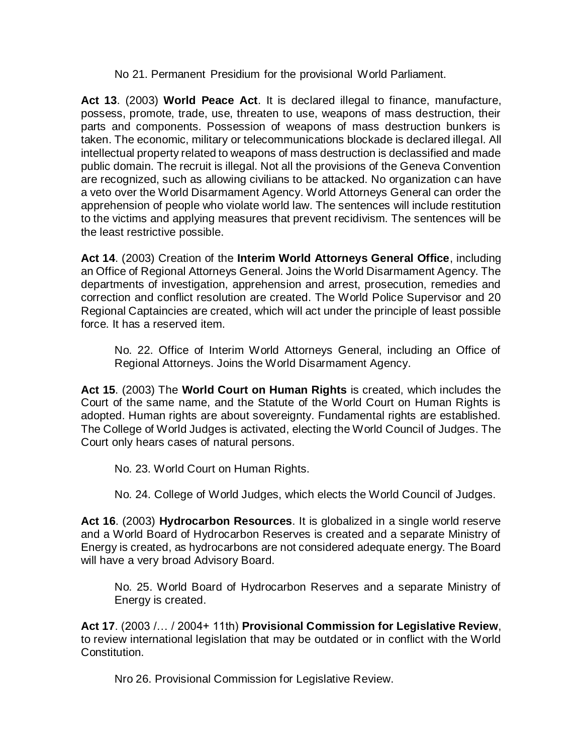No 21. Permanent Presidium for the provisional World Parliament.

**Act 13**. (2003) **World Peace Act**. It is declared illegal to finance, manufacture, possess, promote, trade, use, threaten to use, weapons of mass destruction, their parts and components. Possession of weapons of mass destruction bunkers is taken. The economic, military or telecommunications blockade is declared illegal. All intellectual property related to weapons of mass destruction is declassified and made public domain. The recruit is illegal. Not all the provisions of the Geneva Convention are recognized, such as allowing civilians to be attacked. No organization can have a veto over the World Disarmament Agency. World Attorneys General can order the apprehension of people who violate world law. The sentences will include restitution to the victims and applying measures that prevent recidivism. The sentences will be the least restrictive possible.

**Act 14**. (2003) Creation of the **Interim World Attorneys General Office**, including an Office of Regional Attorneys General. Joins the World Disarmament Agency. The departments of investigation, apprehension and arrest, prosecution, remedies and correction and conflict resolution are created. The World Police Supervisor and 20 Regional Captaincies are created, which will act under the principle of least possible force. It has a reserved item.

No. 22. Office of Interim World Attorneys General, including an Office of Regional Attorneys. Joins the World Disarmament Agency.

**Act 15**. (2003) The **World Court on Human Rights** is created, which includes the Court of the same name, and the Statute of the World Court on Human Rights is adopted. Human rights are about sovereignty. Fundamental rights are established. The College of World Judges is activated, electing the World Council of Judges. The Court only hears cases of natural persons.

No. 23. World Court on Human Rights.

No. 24. College of World Judges, which elects the World Council of Judges.

**Act 16**. (2003) **Hydrocarbon Resources**. It is globalized in a single world reserve and a World Board of Hydrocarbon Reserves is created and a separate Ministry of Energy is created, as hydrocarbons are not considered adequate energy. The Board will have a very broad Advisory Board.

No. 25. World Board of Hydrocarbon Reserves and a separate Ministry of Energy is created.

**Act 17**. (2003 /… / 2004+ 11th) **Provisional Commission for Legislative Review**, to review international legislation that may be outdated or in conflict with the World Constitution.

Nro 26. Provisional Commission for Legislative Review.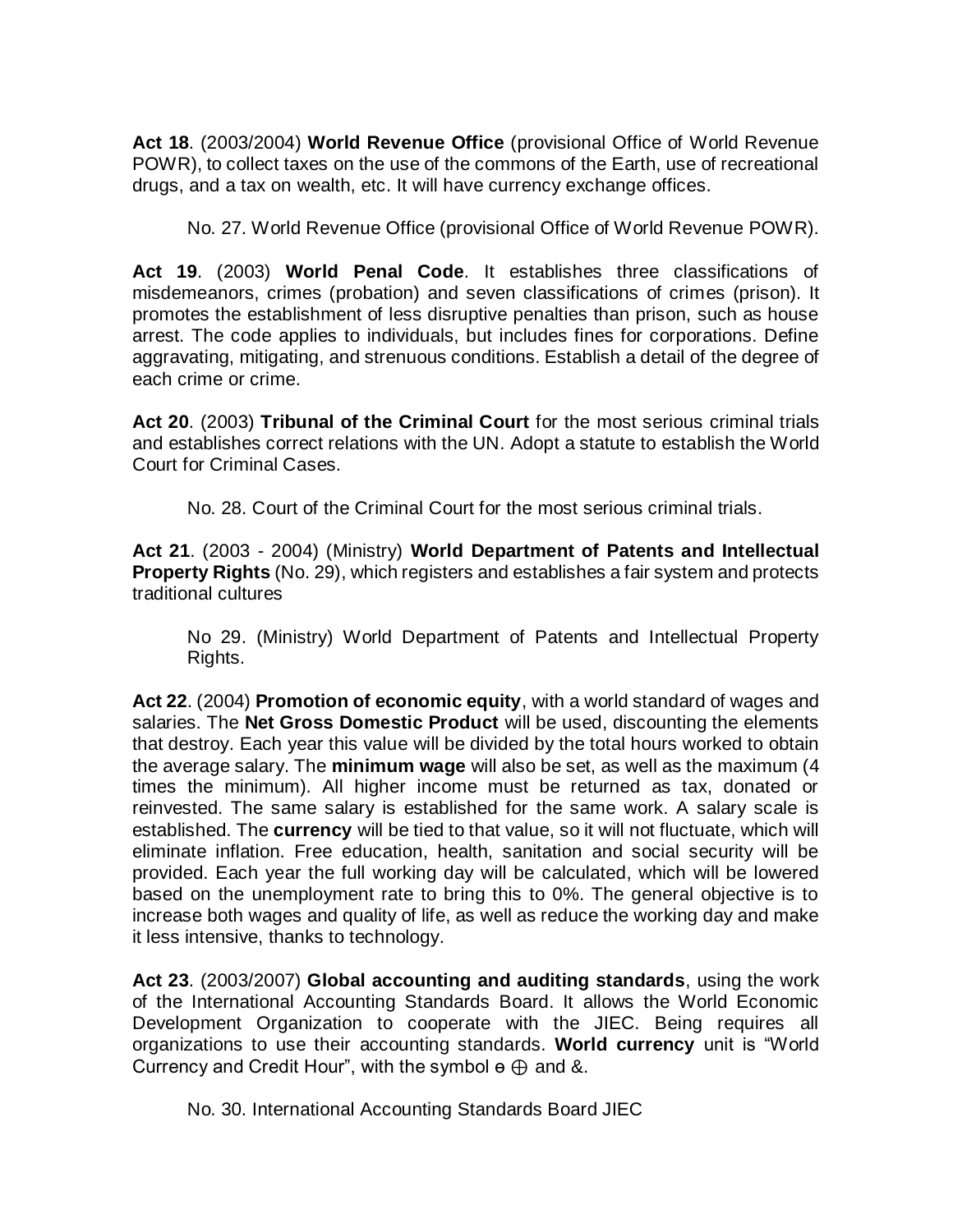**Act 18**. (2003/2004) **World Revenue Office** (provisional Office of World Revenue POWR), to collect taxes on the use of the commons of the Earth, use of recreational drugs, and a tax on wealth, etc. It will have currency exchange offices.

> No. 27. World Revenue Office (provisional Office of World Revenue POWR).

**Act 19**. (2003) **World Penal Code**. It establishes three classifications of misdemeanors, crimes (probation) and seven classifications of crimes (prison). It promotes the establishment of less disruptive penalties than prison, such as house arrest. The code applies to individuals, but includes fines for corporations. Define aggravating, mitigating, and strenuous conditions. Establish a detail of the degree of each crime or crime.

**Act 20**. (2003) **Tribunal of the Criminal Court** for the most serious criminal trials and establishes correct relations with the UN. Adopt a statute to establish the World Court for Criminal Cases.

> No. 28. Court of the Criminal Court for the most serious criminal trials.

**Act 21**. (2003 - 2004) (Ministry) **World Department of Patents and Intellectual Property Rights** (No. 29), which registers and establishes a fair system and protects traditional cultures

> No 29. (Ministry) World Department of Patents and Intellectual Property Rights.

**Act 22**. (2004) **Promotion of economic equity**, with a world standard of wages and salaries. The **Net Gross Domestic Product** will be used, discounting the elements that destroy. Each year this value will be divided by the total hours worked to obtain the average salary. The **minimum wage** will also be set, as well as the maximum (4 times the minimum). All higher income must be returned as tax, donated or reinvested. The same salary is established for the same work. A salary scale is established. The **currency** will be tied to that value, so it will not fluctuate, which will eliminate inflation. Free education, health, sanitation and social security will be provided. Each year the full working day will be calculated, which will be lowered based on the unemployment rate to bring this to 0%. The general objective is to increase both wages and quality of life, as well as reduce the working day and make it less intensive, thanks to technology.

**Act 23**. (2003/2007) **Global accounting and auditing standards**, using the work of the International Accounting Standards Board. It allows the World Economic Development Organization to cooperate with the JIEC. Being requires all organizations to use their accounting standards. **World currency** unit is "World Currency and Credit Hour", with the symbol ɵ ⊕ and &.

> No. 30. International Accounting Standards Board JIEC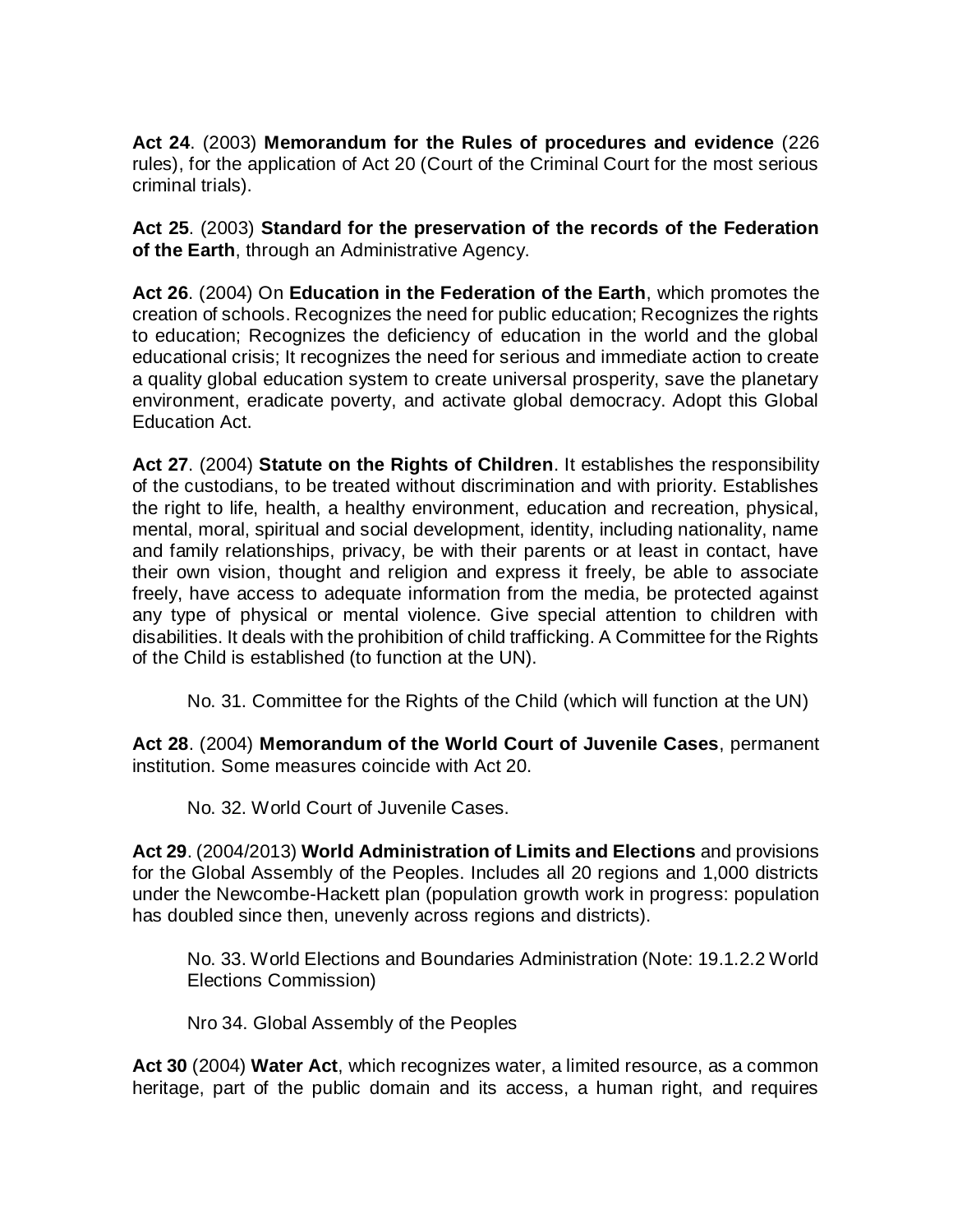**Act 24**. (2003) **Memorandum for the Rules of procedures and evidence** (226 rules), for the application of Act 20 (Court of the Criminal Court for the most serious criminal trials).

**Act 25**. (2003) **Standard for the preservation of the records of the Federation of the Earth**, through an Administrative Agency.

**Act 26**. (2004) On **Education in the Federation of the Earth**, which promotes the creation of schools. Recognizes the need for public education; Recognizes the rights to education; Recognizes the deficiency of education in the world and the global educational crisis; It recognizes the need for serious and immediate action to create a quality global education system to create universal prosperity, save the planetary environment, eradicate poverty, and activate global democracy. Adopt this Global Education Act.

**Act 27**. (2004) **Statute on the Rights of Children**. It establishes the responsibility of the custodians, to be treated without discrimination and with priority. Establishes the right to life, health, a healthy environment, education and recreation, physical, mental, moral, spiritual and social development, identity, including nationality, name and family relationships, privacy, be with their parents or at least in contact, have their own vision, thought and religion and express it freely, be able to associate freely, have access to adequate information from the media, be protected against any type of physical or mental violence. Give special attention to children with disabilities. It deals with the prohibition of child trafficking. A Committee for the Rights of the Child is established (to function at the UN).

> No. 31. Committee for the Rights of the Child (which will function at the UN)

**Act 28**. (2004) **Memorandum of the World Court of Juvenile Cases**, permanent institution. Some measures coincide with Act 20.

> No. 32. World Court of Juvenile Cases.

**Act 29**. (2004/2013) **World Administration of Limits and Elections** and provisions for the Global Assembly of the Peoples. Includes all 20 regions and 1,000 districts under the Newcombe-Hackett plan (population growth work in progress: population has doubled since then, unevenly across regions and districts).

> No. 33. World Elections and Boundaries Administration (Note: 19.1.2.2 World Elections Commission)

> Nro 34. Global Assembly of the Peoples

**Act 30** (2004) **Water Act**, which recognizes water, a limited resource, as a common heritage, part of the public domain and its access, a human right, and requires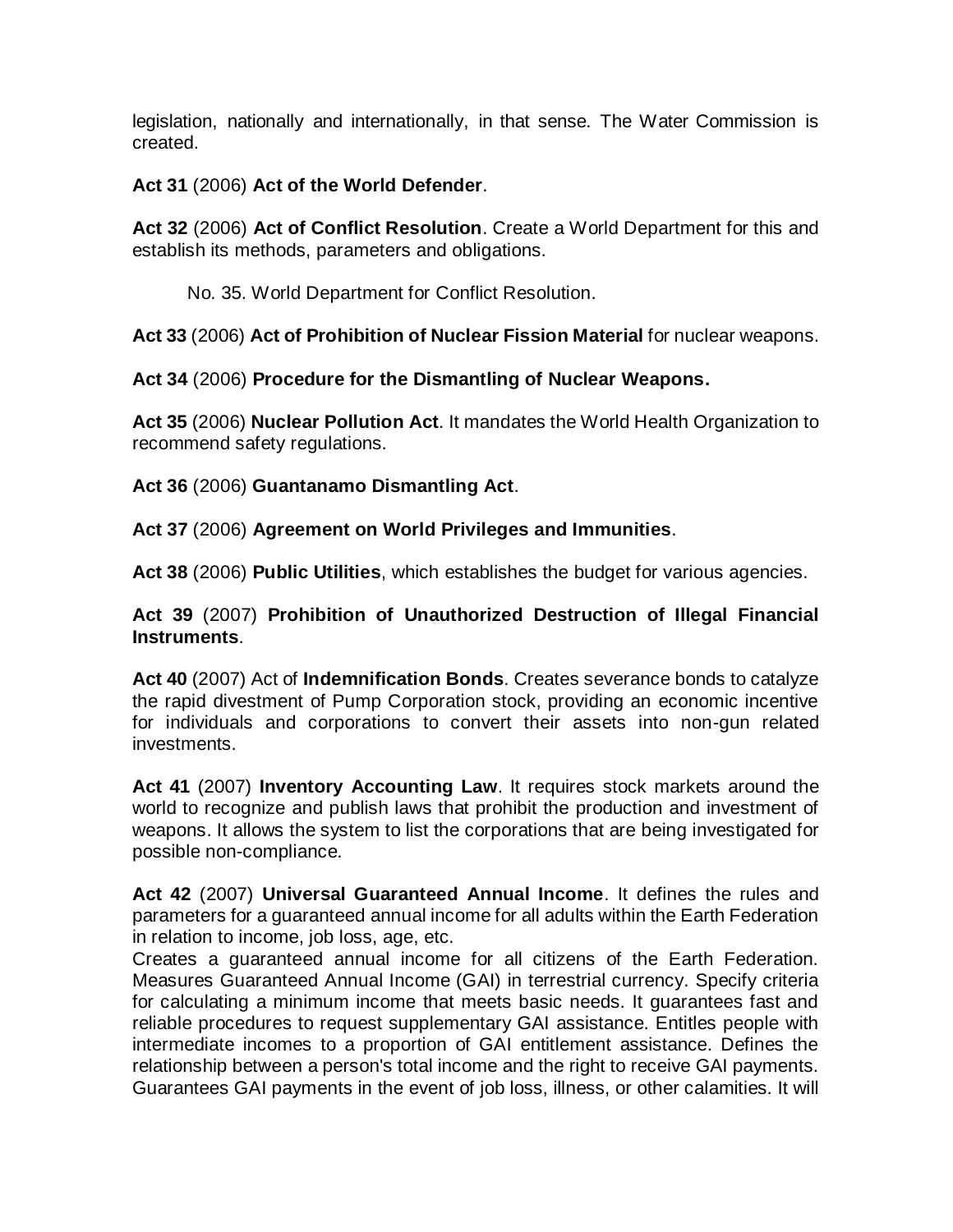legislation, nationally and internationally, in that sense. The Water Commission is created.

**Act 31** (2006) **Act of the World Defender**.

**Act 32** (2006) **Act of Conflict Resolution**. Create a World Department for this and establish its methods, parameters and obligations.

No. 35. World Department for Conflict Resolution.

**Act 33** (2006) **Act of Prohibition of Nuclear Fission Material** for nuclear weapons.

**Act 34** (2006) **Procedure for the Dismantling of Nuclear Weapons.**

**Act 35** (2006) **Nuclear Pollution Act**. It mandates the World Health Organization to recommend safety regulations.

**Act 36** (2006) **Guantanamo Dismantling Act**.

**Act 37** (2006) **Agreement on World Privileges and Immunities**.

**Act 38** (2006) **Public Utilities**, which establishes the budget for various agencies.

**Act 39** (2007) **Prohibition of Unauthorized Destruction of Illegal Financial Instruments**.

**Act 40** (2007) Act of **Indemnification Bonds**. Creates severance bonds to catalyze the rapid divestment of Pump Corporation stock, providing an economic incentive for individuals and corporations to convert their assets into non-gun related investments.

**Act 41** (2007) **Inventory Accounting Law**. It requires stock markets around the world to recognize and publish laws that prohibit the production and investment of weapons. It allows the system to list the corporations that are being investigated for possible non-compliance.

**Act 42** (2007) **Universal Guaranteed Annual Income**. It defines the rules and parameters for a guaranteed annual income for all adults within the Earth Federation in relation to income, job loss, age, etc.
Creates a guaranteed annual income for all citizens of the Earth Federation. Measures Guaranteed Annual Income (GAI) in terrestrial currency. Specify criteria for calculating a minimum income that meets basic needs. It guarantees fast and reliable procedures to request supplementary GAI assistance. Entitles people with intermediate incomes to a proportion of GAI entitlement assistance. Defines the relationship between a person's total income and the right to receive GAI payments. Guarantees GAI payments in the event of job loss, illness, or other calamities. It will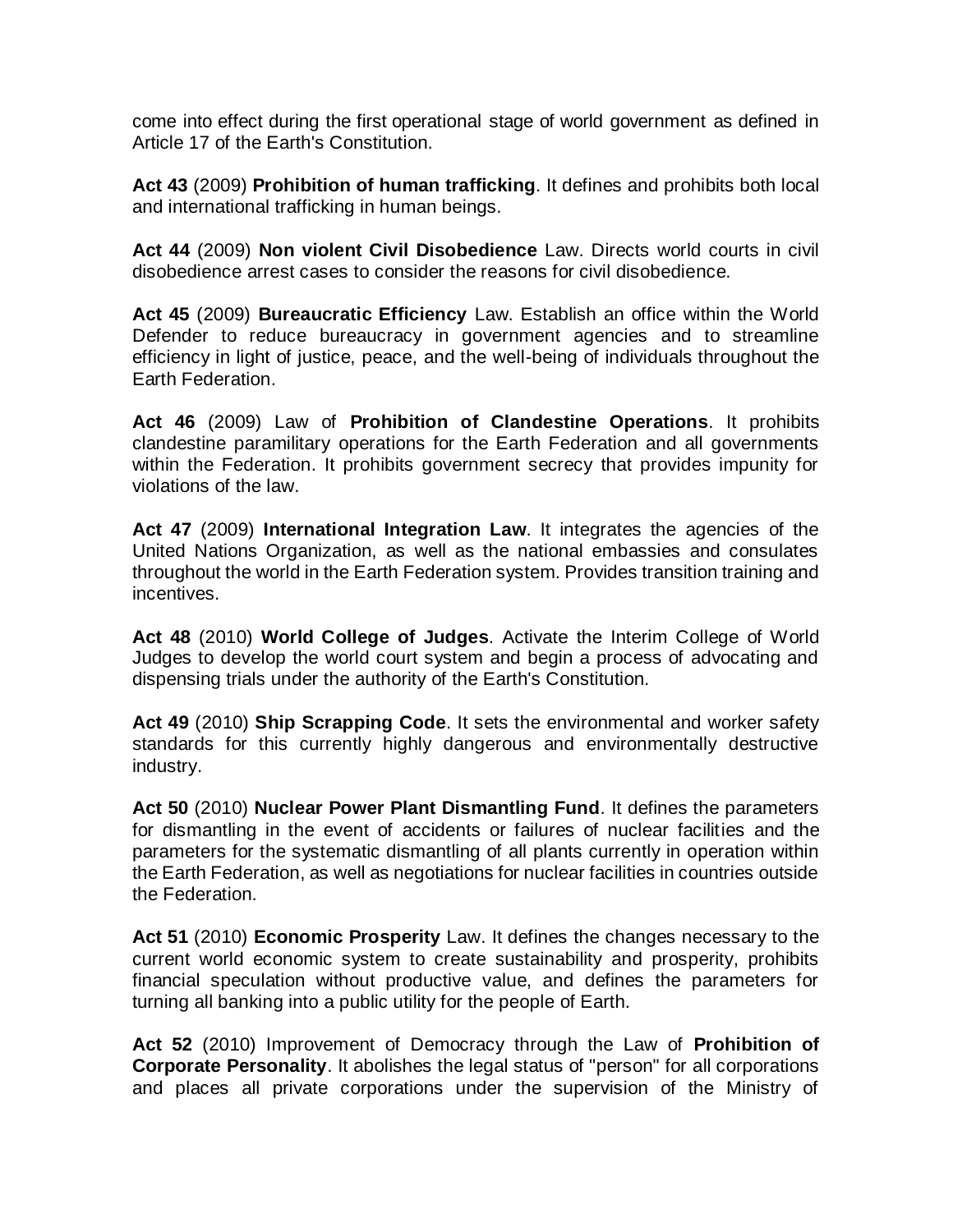come into effect during the first operational stage of world government as defined in Article 17 of the Earth's Constitution.

**Act 43** (2009) **Prohibition of human trafficking**. It defines and prohibits both local and international trafficking in human beings.

**Act 44** (2009) **Non violent Civil Disobedience** Law. Directs world courts in civil disobedience arrest cases to consider the reasons for civil disobedience.

**Act 45** (2009) **Bureaucratic Efficiency** Law. Establish an office within the World Defender to reduce bureaucracy in government agencies and to streamline efficiency in light of justice, peace, and the well-being of individuals throughout the Earth Federation.

**Act 46** (2009) Law of **Prohibition of Clandestine Operations**. It prohibits clandestine paramilitary operations for the Earth Federation and all governments within the Federation. It prohibits government secrecy that provides impunity for violations of the law.

**Act 47** (2009) **International Integration Law**. It integrates the agencies of the United Nations Organization, as well as the national embassies and consulates throughout the world in the Earth Federation system. Provides transition training and incentives.

**Act 48** (2010) **World College of Judges**. Activate the Interim College of World Judges to develop the world court system and begin a process of advocating and dispensing trials under the authority of the Earth's Constitution.

**Act 49** (2010) **Ship Scrapping Code**. It sets the environmental and worker safety standards for this currently highly dangerous and environmentally destructive industry.

**Act 50** (2010) **Nuclear Power Plant Dismantling Fund**. It defines the parameters for dismantling in the event of accidents or failures of nuclear facilities and the parameters for the systematic dismantling of all plants currently in operation within the Earth Federation, as well as negotiations for nuclear facilities in countries outside the Federation.

**Act 51** (2010) **Economic Prosperity** Law. It defines the changes necessary to the current world economic system to create sustainability and prosperity, prohibits financial speculation without productive value, and defines the parameters for turning all banking into a public utility for the people of Earth.

**Act 52** (2010) Improvement of Democracy through the Law of **Prohibition of Corporate Personality**. It abolishes the legal status of "person" for all corporations and places all private corporations under the supervision of the Ministry of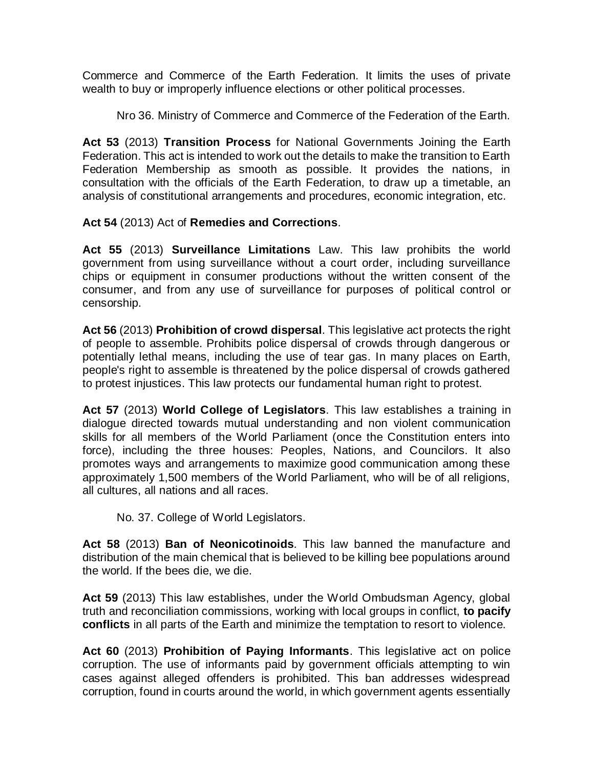Commerce and Commerce of the Earth Federation. It limits the uses of private wealth to buy or improperly influence elections or other political processes.

Nro 36. Ministry of Commerce and Commerce of the Federation of the Earth.

**Act 53** (2013) **Transition Process** for National Governments Joining the Earth Federation. This act is intended to work out the details to make the transition to Earth Federation Membership as smooth as possible. It provides the nations, in consultation with the officials of the Earth Federation, to draw up a timetable, an analysis of constitutional arrangements and procedures, economic integration, etc.

**Act 54** (2013) Act of **Remedies and Corrections**.

**Act 55** (2013) **Surveillance Limitations** Law. This law prohibits the world government from using surveillance without a court order, including surveillance chips or equipment in consumer productions without the written consent of the consumer, and from any use of surveillance for purposes of political control or censorship.

**Act 56** (2013) **Prohibition of crowd dispersal**. This legislative act protects the right of people to assemble. Prohibits police dispersal of crowds through dangerous or potentially lethal means, including the use of tear gas. In many places on Earth, people's right to assemble is threatened by the police dispersal of crowds gathered to protest injustices. This law protects our fundamental human right to protest.

**Act 57** (2013) **World College of Legislators**. This law establishes a training in dialogue directed towards mutual understanding and non violent communication skills for all members of the World Parliament (once the Constitution enters into force), including the three houses: Peoples, Nations, and Councilors. It also promotes ways and arrangements to maximize good communication among these approximately 1,500 members of the World Parliament, who will be of all religions, all cultures, all nations and all races.

No. 37. College of World Legislators.

**Act 58** (2013) **Ban of Neonicotinoids**. This law banned the manufacture and distribution of the main chemical that is believed to be killing bee populations around the world. If the bees die, we die.

**Act 59** (2013) This law establishes, under the World Ombudsman Agency, global truth and reconciliation commissions, working with local groups in conflict, **to pacify conflicts** in all parts of the Earth and minimize the temptation to resort to violence.

**Act 60** (2013) **Prohibition of Paying Informants**. This legislative act on police corruption. The use of informants paid by government officials attempting to win cases against alleged offenders is prohibited. This ban addresses widespread corruption, found in courts around the world, in which government agents essentially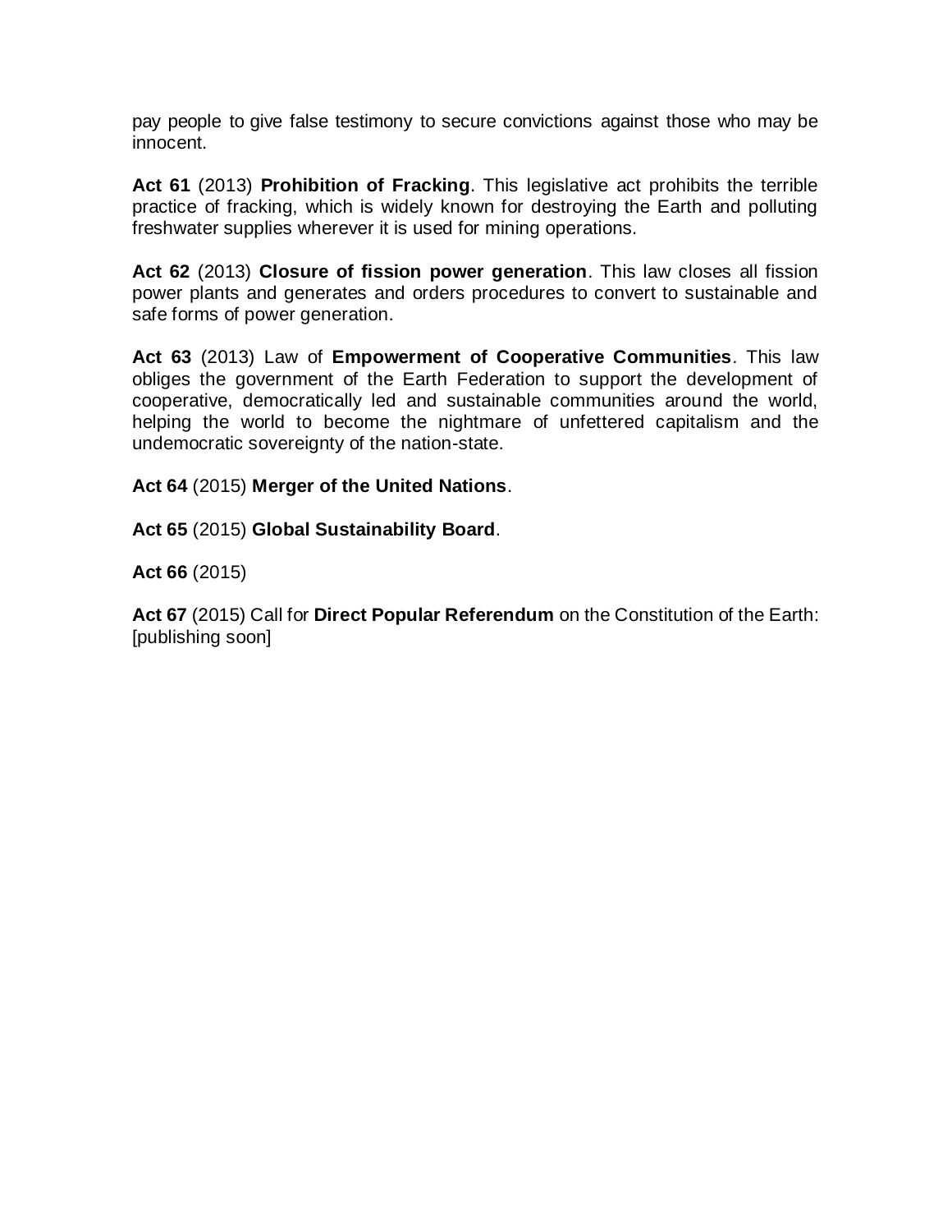pay people to give false testimony to secure convictions against those who may be innocent.

**Act 61** (2013) **Prohibition of Fracking**. This legislative act prohibits the terrible practice of fracking, which is widely known for destroying the Earth and polluting freshwater supplies wherever it is used for mining operations.

**Act 62** (2013) **Closure of fission power generation**. This law closes all fission power plants and generates and orders procedures to convert to sustainable and safe forms of power generation.

**Act 63** (2013) Law of **Empowerment of Cooperative Communities**. This law obliges the government of the Earth Federation to support the development of cooperative, democratically led and sustainable communities around the world, helping the world to become the nightmare of unfettered capitalism and the undemocratic sovereignty of the nation-state.

**Act 64** (2015) **Merger of the United Nations**.

**Act 65** (2015) **Global Sustainability Board**.

**Act 66** (2015)

**Act 67** (2015) Call for **Direct Popular Referendum** on the Constitution of the Earth: [publishing soon]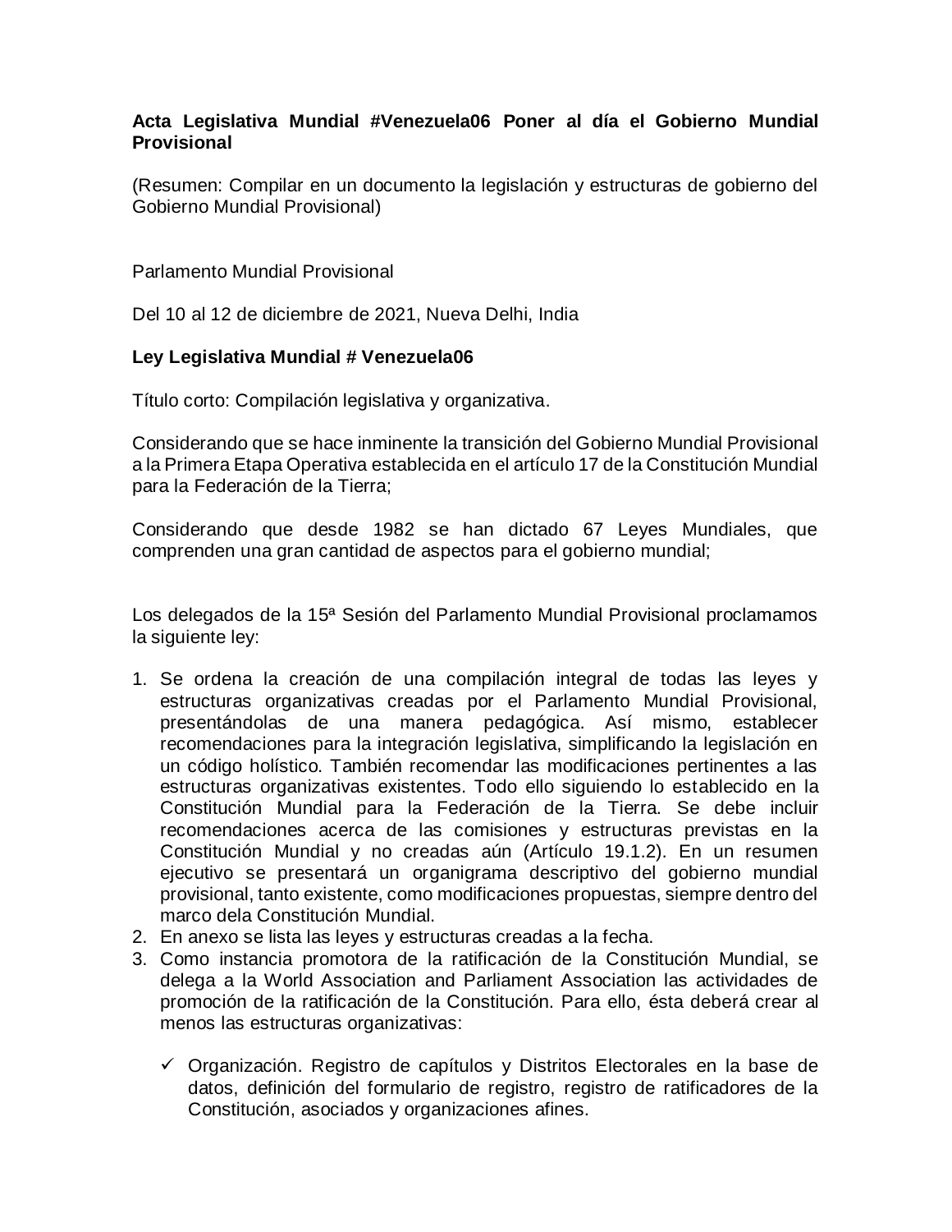**Acta Legislativa Mundial #Venezuela06 Poner al día el Gobierno Mundial Provisional**

(Resumen: Compilar en un documento la legislación y estructuras de gobierno del Gobierno Mundial Provisional)

Parlamento Mundial Provisional

Del 10 al 12 de diciembre de 2021, Nueva Delhi, India

**Ley Legislativa Mundial # Venezuela06**

Título corto: Compilación legislativa y organizativa.

Considerando que se hace inminente la transición del Gobierno Mundial Provisional a la Primera Etapa Operativa establecida en el artículo 17 de la Constitución Mundial para la Federación de la Tierra;

Considerando que desde 1982 se han dictado 67 Leyes Mundiales, que comprenden una gran cantidad de aspectos para el gobierno mundial;

Los delegados de la 15ª Sesión del Parlamento Mundial Provisional proclamamos la siguiente ley:

1. Se ordena la creación de una compilación integral de todas las leyes y estructuras organizativas creadas por el Parlamento Mundial Provisional, presentándolas de una manera pedagógica. Así mismo, establecer recomendaciones para la integración legislativa, simplificando la legislación en un código holístico. También recomendar las modificaciones pertinentes a las estructuras organizativas existentes. Todo ello siguiendo lo establecido en la Constitución Mundial para la Federación de la Tierra. Se debe incluir recomendaciones acerca de las comisiones y estructuras previstas en la Constitución Mundial y no creadas aún (Artículo 19.1.2). En un resumen ejecutivo se presentará un organigrama descriptivo del gobierno mundial provisional, tanto existente, como modificaciones propuestas, siempre dentro del marco dela Constitución Mundial.
2. En anexo se lista las leyes y estructuras creadas a la fecha.
3. Como instancia promotora de la ratificación de la Constitución Mundial, se delega a la World Association and Parliament Association las actividades de promoción de la ratificación de la Constitución. Para ello, ésta deberá crear al menos las estructuras organizativas:

    - ✓ Organización. Registro de capítulos y Distritos Electorales en la base de datos, definición del formulario de registro, registro de ratificadores de la Constitución, asociados y organizaciones afines.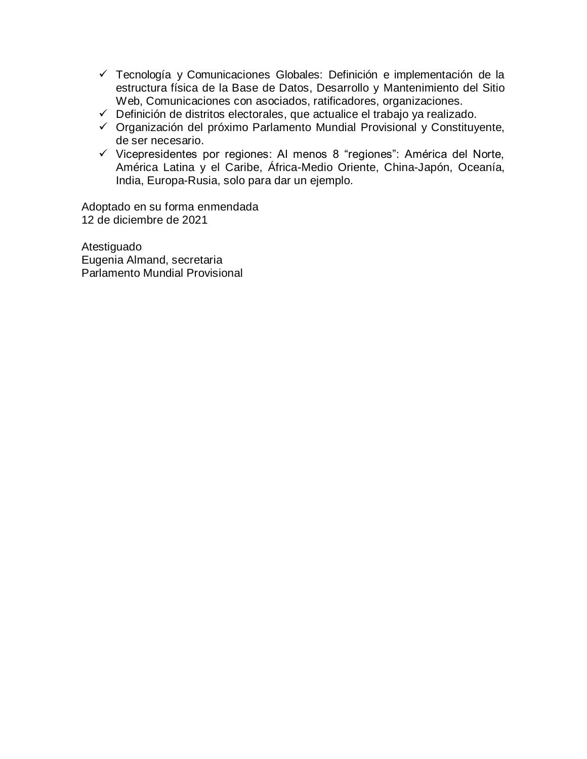- ✓ Tecnología y Comunicaciones Globales: Definición e implementación de la estructura física de la Base de Datos, Desarrollo y Mantenimiento del Sitio Web, Comunicaciones con asociados, ratificadores, organizaciones.
- ✓ Definición de distritos electorales, que actualice el trabajo ya realizado.
- ✓ Organización del próximo Parlamento Mundial Provisional y Constituyente, de ser necesario.
- ✓ Vicepresidentes por regiones: Al menos 8 "regiones": América del Norte, América Latina y el Caribe, África-Medio Oriente, China-Japón, Oceanía, India, Europa-Rusia, solo para dar un ejemplo.

Adoptado en su forma enmendada
12 de diciembre de 2021

Atestiguado
Eugenia Almand, secretaria
Parlamento Mundial Provisional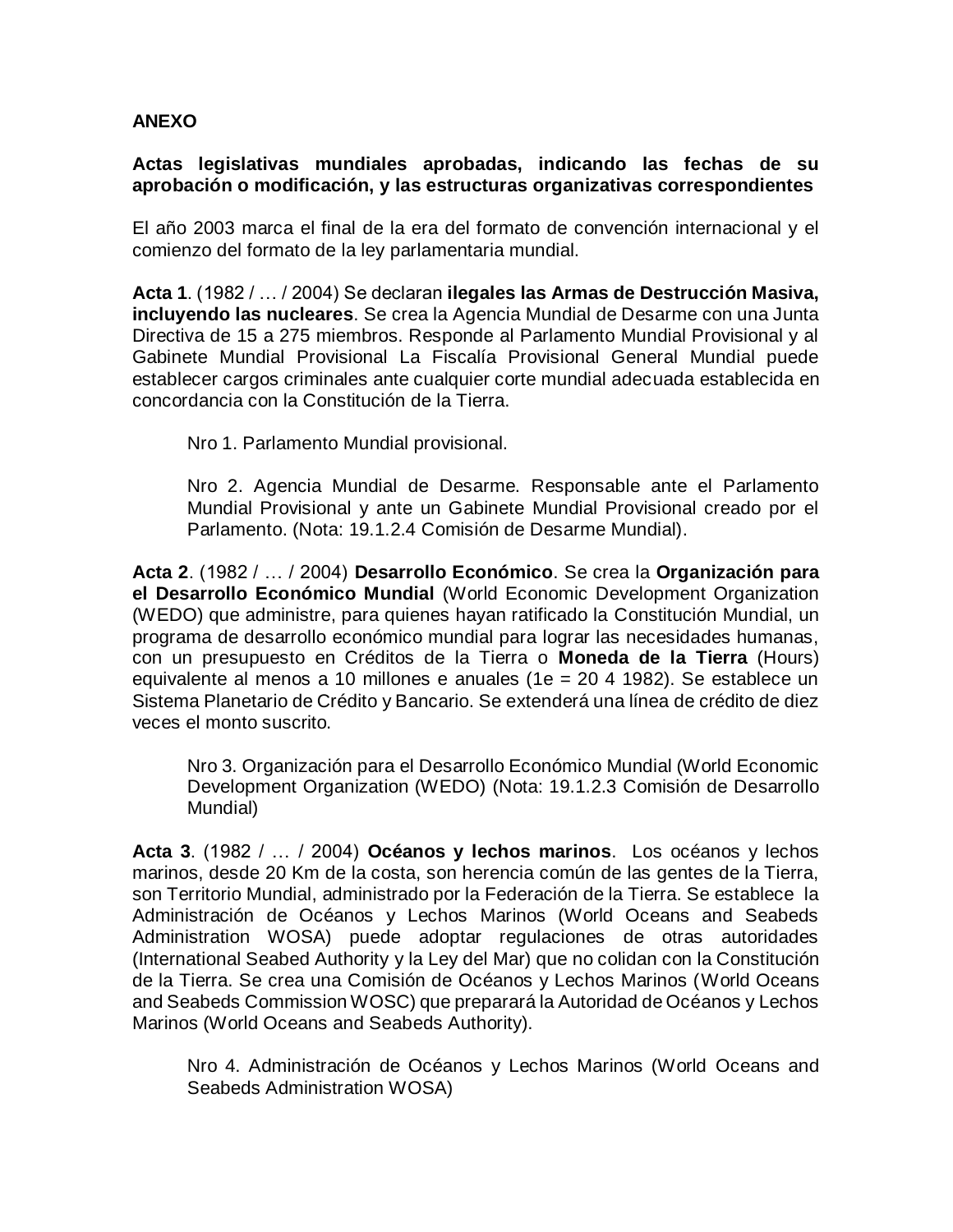**ANEXO**

**Actas legislativas mundiales aprobadas, indicando las fechas de su aprobación o modificación, y las estructuras organizativas correspondientes**

El año 2003 marca el final de la era del formato de convención internacional y el comienzo del formato de la ley parlamentaria mundial.

**Acta 1**. (1982 / … / 2004) Se declaran **ilegales las Armas de Destrucción Masiva, incluyendo las nucleares**. Se crea la Agencia Mundial de Desarme con una Junta Directiva de 15 a 275 miembros. Responde al Parlamento Mundial Provisional y al Gabinete Mundial Provisional La Fiscalía Provisional General Mundial puede establecer cargos criminales ante cualquier corte mundial adecuada establecida en concordancia con la Constitución de la Tierra.

> Nro 1. Parlamento Mundial provisional.
>
> Nro 2. Agencia Mundial de Desarme. Responsable ante el Parlamento Mundial Provisional y ante un Gabinete Mundial Provisional creado por el Parlamento. (Nota: 19.1.2.4 Comisión de Desarme Mundial).

**Acta 2**. (1982 / … / 2004) **Desarrollo Económico**. Se crea la **Organización para el Desarrollo Económico Mundial** (World Economic Development Organization (WEDO) que administre, para quienes hayan ratificado la Constitución Mundial, un programa de desarrollo económico mundial para lograr las necesidades humanas, con un presupuesto en Créditos de la Tierra o **Moneda de la Tierra** (Hours) equivalente al menos a 10 millones e anuales (1e = 20 4 1982). Se establece un Sistema Planetario de Crédito y Bancario. Se extenderá una línea de crédito de diez veces el monto suscrito.

> Nro 3. Organización para el Desarrollo Económico Mundial (World Economic Development Organization (WEDO) (Nota: 19.1.2.3 Comisión de Desarrollo Mundial)

**Acta 3**. (1982 / … / 2004) **Océanos y lechos marinos**. Los océanos y lechos marinos, desde 20 Km de la costa, son herencia común de las gentes de la Tierra, son Territorio Mundial, administrado por la Federación de la Tierra. Se establece la Administración de Océanos y Lechos Marinos (World Oceans and Seabeds Administration WOSA) puede adoptar regulaciones de otras autoridades (International Seabed Authority y la Ley del Mar) que no colidan con la Constitución de la Tierra. Se crea una Comisión de Océanos y Lechos Marinos (World Oceans and Seabeds Commission WOSC) que preparará la Autoridad de Océanos y Lechos Marinos (World Oceans and Seabeds Authority).

> Nro 4. Administración de Océanos y Lechos Marinos (World Oceans and Seabeds Administration WOSA)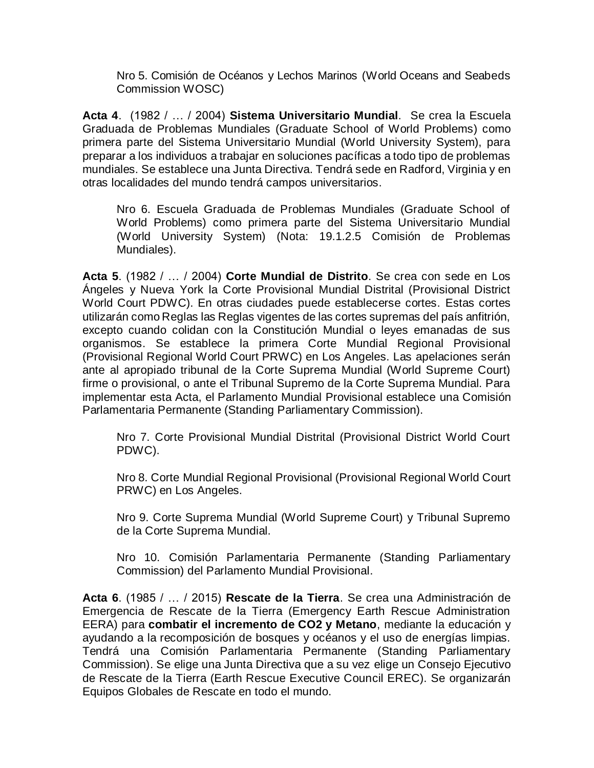> Nro 5. Comisión de Océanos y Lechos Marinos (World Oceans and Seabeds Commission WOSC)

**Acta 4**. (1982 / … / 2004) **Sistema Universitario Mundial**. Se crea la Escuela Graduada de Problemas Mundiales (Graduate School of World Problems) como primera parte del Sistema Universitario Mundial (World University System), para preparar a los individuos a trabajar en soluciones pacíficas a todo tipo de problemas mundiales. Se establece una Junta Directiva. Tendrá sede en Radford, Virginia y en otras localidades del mundo tendrá campos universitarios.

> Nro 6. Escuela Graduada de Problemas Mundiales (Graduate School of World Problems) como primera parte del Sistema Universitario Mundial (World University System) (Nota: 19.1.2.5 Comisión de Problemas Mundiales).

**Acta 5**. (1982 / … / 2004) **Corte Mundial de Distrito**. Se crea con sede en Los Ángeles y Nueva York la Corte Provisional Mundial Distrital (Provisional District World Court PDWC). En otras ciudades puede establecerse cortes. Estas cortes utilizarán como Reglas las Reglas vigentes de las cortes supremas del país anfitrión, excepto cuando colidan con la Constitución Mundial o leyes emanadas de sus organismos. Se establece la primera Corte Mundial Regional Provisional (Provisional Regional World Court PRWC) en Los Angeles. Las apelaciones serán ante al apropiado tribunal de la Corte Suprema Mundial (World Supreme Court) firme o provisional, o ante el Tribunal Supremo de la Corte Suprema Mundial. Para implementar esta Acta, el Parlamento Mundial Provisional establece una Comisión Parlamentaria Permanente (Standing Parliamentary Commission).

> Nro 7. Corte Provisional Mundial Distrital (Provisional District World Court PDWC).
>
> Nro 8. Corte Mundial Regional Provisional (Provisional Regional World Court PRWC) en Los Angeles.
>
> Nro 9. Corte Suprema Mundial (World Supreme Court) y Tribunal Supremo de la Corte Suprema Mundial.
>
> Nro 10. Comisión Parlamentaria Permanente (Standing Parliamentary Commission) del Parlamento Mundial Provisional.

**Acta 6**. (1985 / … / 2015) **Rescate de la Tierra**. Se crea una Administración de Emergencia de Rescate de la Tierra (Emergency Earth Rescue Administration EERA) para **combatir el incremento de CO2 y Metano**, mediante la educación y ayudando a la recomposición de bosques y océanos y el uso de energías limpias. Tendrá una Comisión Parlamentaria Permanente (Standing Parliamentary Commission). Se elige una Junta Directiva que a su vez elige un Consejo Ejecutivo de Rescate de la Tierra (Earth Rescue Executive Council EREC). Se organizarán Equipos Globales de Rescate en todo el mundo.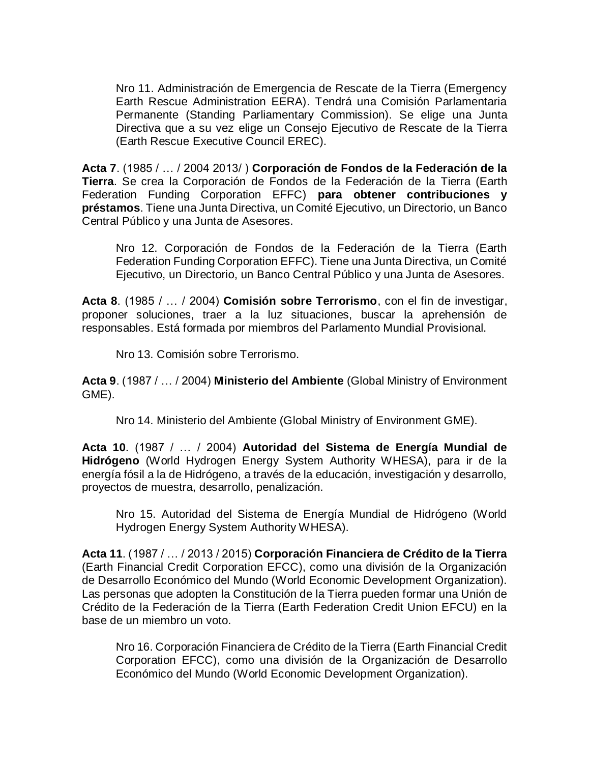> Nro 11. Administración de Emergencia de Rescate de la Tierra (Emergency Earth Rescue Administration EERA). Tendrá una Comisión Parlamentaria Permanente (Standing Parliamentary Commission). Se elige una Junta Directiva que a su vez elige un Consejo Ejecutivo de Rescate de la Tierra (Earth Rescue Executive Council EREC).

**Acta 7**. (1985 / … / 2004 2013/ ) **Corporación de Fondos de la Federación de la Tierra**. Se crea la Corporación de Fondos de la Federación de la Tierra (Earth Federation Funding Corporation EFFC) **para obtener contribuciones y préstamos**. Tiene una Junta Directiva, un Comité Ejecutivo, un Directorio, un Banco Central Público y una Junta de Asesores.

> Nro 12. Corporación de Fondos de la Federación de la Tierra (Earth Federation Funding Corporation EFFC). Tiene una Junta Directiva, un Comité Ejecutivo, un Directorio, un Banco Central Público y una Junta de Asesores.

**Acta 8**. (1985 / … / 2004) **Comisión sobre Terrorismo**, con el fin de investigar, proponer soluciones, traer a la luz situaciones, buscar la aprehensión de responsables. Está formada por miembros del Parlamento Mundial Provisional.

> Nro 13. Comisión sobre Terrorismo.

**Acta 9**. (1987 / … / 2004) **Ministerio del Ambiente** (Global Ministry of Environment GME).

> Nro 14. Ministerio del Ambiente (Global Ministry of Environment GME).

**Acta 10**. (1987 / … / 2004) **Autoridad del Sistema de Energía Mundial de Hidrógeno** (World Hydrogen Energy System Authority WHESA), para ir de la energía fósil a la de Hidrógeno, a través de la educación, investigación y desarrollo, proyectos de muestra, desarrollo, penalización.

> Nro 15. Autoridad del Sistema de Energía Mundial de Hidrógeno (World Hydrogen Energy System Authority WHESA).

**Acta 11**. (1987 / … / 2013 / 2015) **Corporación Financiera de Crédito de la Tierra** (Earth Financial Credit Corporation EFCC), como una división de la Organización de Desarrollo Económico del Mundo (World Economic Development Organization). Las personas que adopten la Constitución de la Tierra pueden formar una Unión de Crédito de la Federación de la Tierra (Earth Federation Credit Union EFCU) en la base de un miembro un voto.

> Nro 16. Corporación Financiera de Crédito de la Tierra (Earth Financial Credit Corporation EFCC), como una división de la Organización de Desarrollo Económico del Mundo (World Economic Development Organization).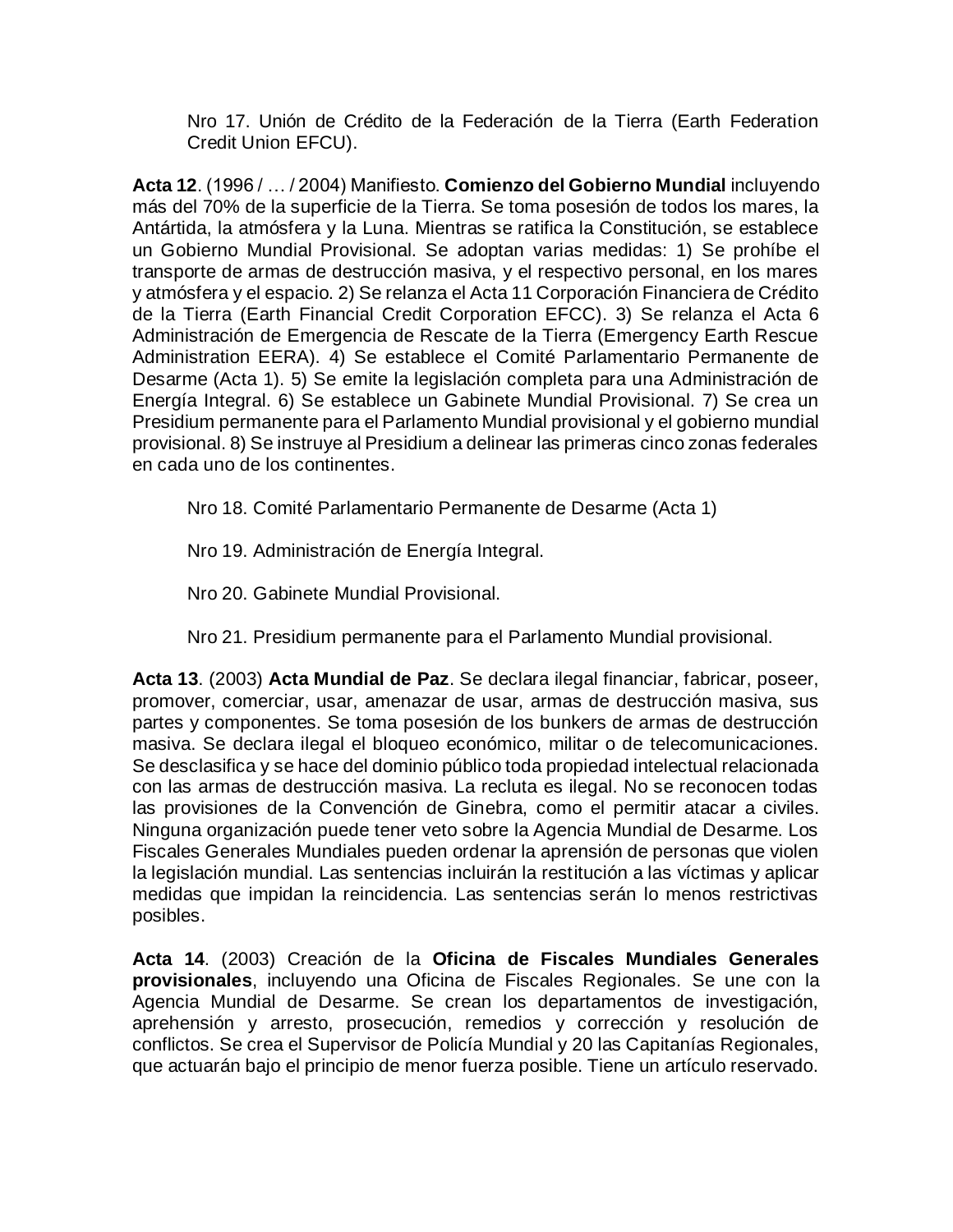Nro 17. Unión de Crédito de la Federación de la Tierra (Earth Federation Credit Union EFCU).

**Acta 12**. (1996 / … / 2004) Manifiesto. **Comienzo del Gobierno Mundial** incluyendo más del 70% de la superficie de la Tierra. Se toma posesión de todos los mares, la Antártida, la atmósfera y la Luna. Mientras se ratifica la Constitución, se establece un Gobierno Mundial Provisional. Se adoptan varias medidas: 1) Se prohíbe el transporte de armas de destrucción masiva, y el respectivo personal, en los mares y atmósfera y el espacio. 2) Se relanza el Acta 11 Corporación Financiera de Crédito de la Tierra (Earth Financial Credit Corporation EFCC). 3) Se relanza el Acta 6 Administración de Emergencia de Rescate de la Tierra (Emergency Earth Rescue Administration EERA). 4) Se establece el Comité Parlamentario Permanente de Desarme (Acta 1). 5) Se emite la legislación completa para una Administración de Energía Integral. 6) Se establece un Gabinete Mundial Provisional. 7) Se crea un Presidium permanente para el Parlamento Mundial provisional y el gobierno mundial provisional. 8) Se instruye al Presidium a delinear las primeras cinco zonas federales en cada uno de los continentes.

Nro 18. Comité Parlamentario Permanente de Desarme (Acta 1)

Nro 19. Administración de Energía Integral.

Nro 20. Gabinete Mundial Provisional.

Nro 21. Presidium permanente para el Parlamento Mundial provisional.

**Acta 13**. (2003) **Acta Mundial de Paz**. Se declara ilegal financiar, fabricar, poseer, promover, comerciar, usar, amenazar de usar, armas de destrucción masiva, sus partes y componentes. Se toma posesión de los bunkers de armas de destrucción masiva. Se declara ilegal el bloqueo económico, militar o de telecomunicaciones. Se desclasifica y se hace del dominio público toda propiedad intelectual relacionada con las armas de destrucción masiva. La recluta es ilegal. No se reconocen todas las provisiones de la Convención de Ginebra, como el permitir atacar a civiles. Ninguna organización puede tener veto sobre la Agencia Mundial de Desarme. Los Fiscales Generales Mundiales pueden ordenar la aprensión de personas que violen la legislación mundial. Las sentencias incluirán la restitución a las víctimas y aplicar medidas que impidan la reincidencia. Las sentencias serán lo menos restrictivas posibles.

**Acta 14**. (2003) Creación de la **Oficina de Fiscales Mundiales Generales provisionales**, incluyendo una Oficina de Fiscales Regionales. Se une con la Agencia Mundial de Desarme. Se crean los departamentos de investigación, aprehensión y arresto, prosecución, remedios y corrección y resolución de conflictos. Se crea el Supervisor de Policía Mundial y 20 las Capitanías Regionales, que actuarán bajo el principio de menor fuerza posible. Tiene un artículo reservado.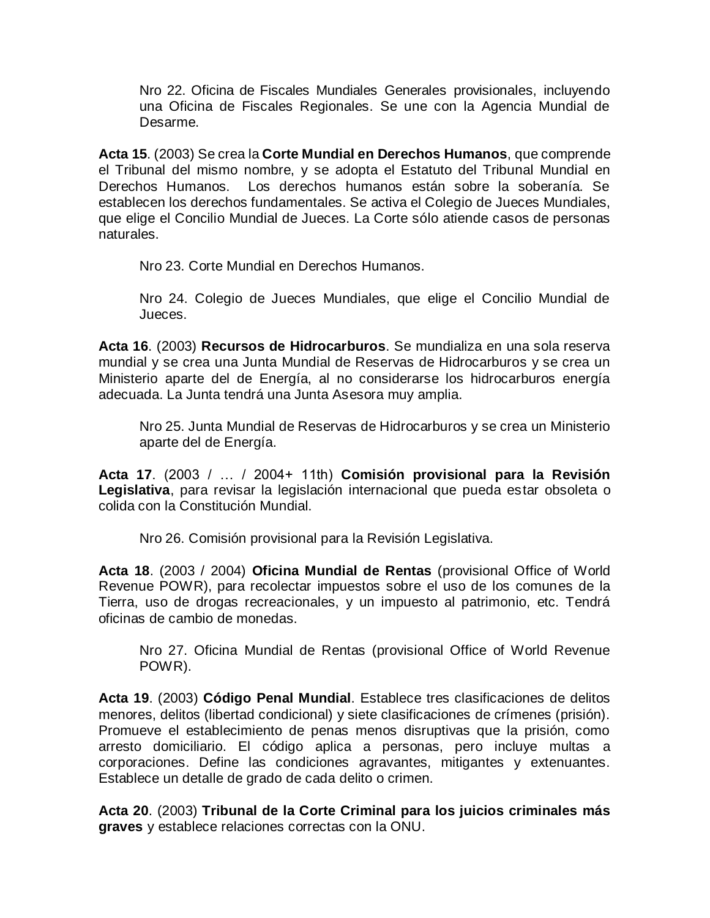Nro 22. Oficina de Fiscales Mundiales Generales provisionales, incluyendo una Oficina de Fiscales Regionales. Se une con la Agencia Mundial de Desarme.

**Acta 15**. (2003) Se crea la **Corte Mundial en Derechos Humanos**, que comprende el Tribunal del mismo nombre, y se adopta el Estatuto del Tribunal Mundial en Derechos Humanos. Los derechos humanos están sobre la soberanía. Se establecen los derechos fundamentales. Se activa el Colegio de Jueces Mundiales, que elige el Concilio Mundial de Jueces. La Corte sólo atiende casos de personas naturales.

Nro 23. Corte Mundial en Derechos Humanos.

Nro 24. Colegio de Jueces Mundiales, que elige el Concilio Mundial de Jueces.

**Acta 16**. (2003) **Recursos de Hidrocarburos**. Se mundializa en una sola reserva mundial y se crea una Junta Mundial de Reservas de Hidrocarburos y se crea un Ministerio aparte del de Energía, al no considerarse los hidrocarburos energía adecuada. La Junta tendrá una Junta Asesora muy amplia.

Nro 25. Junta Mundial de Reservas de Hidrocarburos y se crea un Ministerio aparte del de Energía.

**Acta 17**. (2003 / … / 2004+ 11th) **Comisión provisional para la Revisión Legislativa**, para revisar la legislación internacional que pueda estar obsoleta o colida con la Constitución Mundial.

Nro 26. Comisión provisional para la Revisión Legislativa.

**Acta 18**. (2003 / 2004) **Oficina Mundial de Rentas** (provisional Office of World Revenue POWR), para recolectar impuestos sobre el uso de los comunes de la Tierra, uso de drogas recreacionales, y un impuesto al patrimonio, etc. Tendrá oficinas de cambio de monedas.

Nro 27. Oficina Mundial de Rentas (provisional Office of World Revenue POWR).

**Acta 19**. (2003) **Código Penal Mundial**. Establece tres clasificaciones de delitos menores, delitos (libertad condicional) y siete clasificaciones de crímenes (prisión). Promueve el establecimiento de penas menos disruptivas que la prisión, como arresto domiciliario. El código aplica a personas, pero incluye multas a corporaciones. Define las condiciones agravantes, mitigantes y extenuantes. Establece un detalle de grado de cada delito o crimen.

**Acta 20**. (2003) **Tribunal de la Corte Criminal para los juicios criminales más graves** y establece relaciones correctas con la ONU.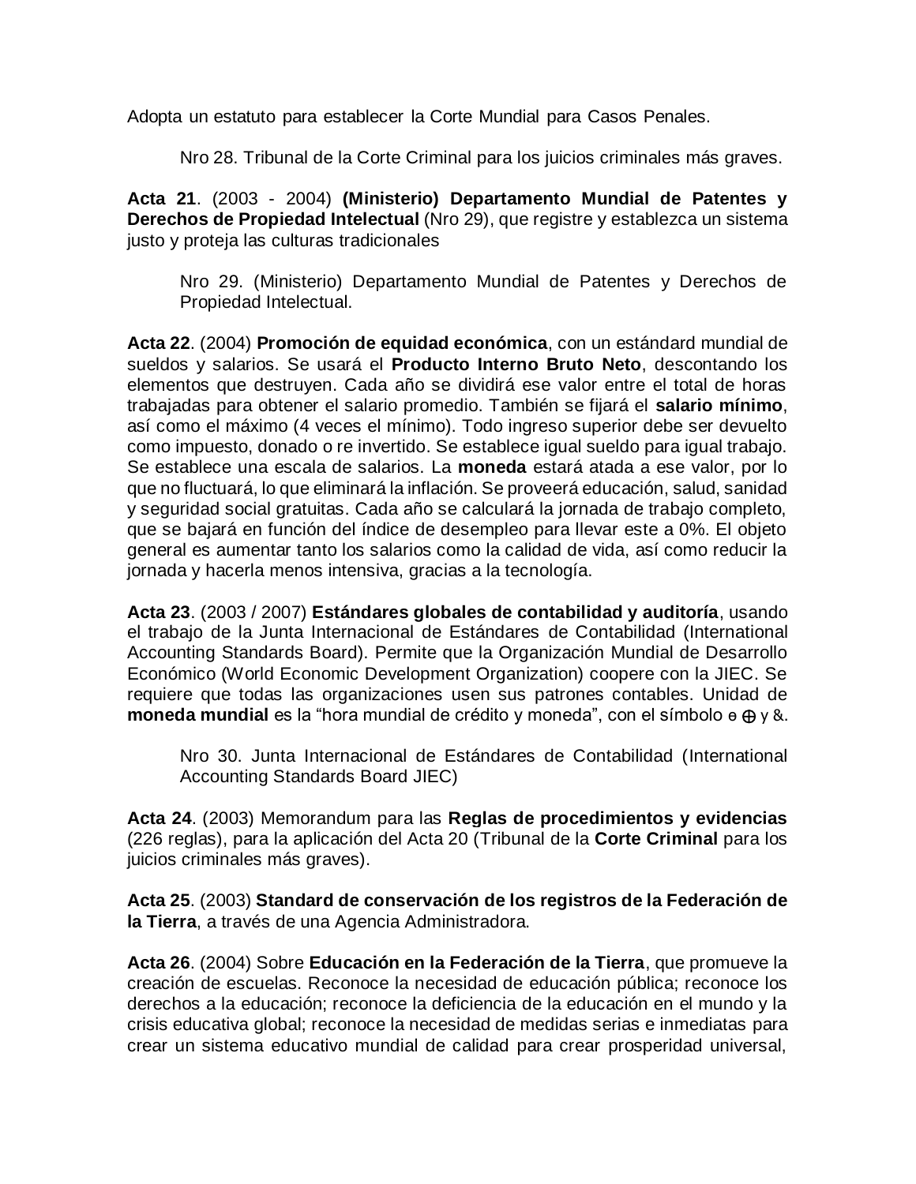Adopta un estatuto para establecer la Corte Mundial para Casos Penales.

> Nro 28. Tribunal de la Corte Criminal para los juicios criminales más graves.

**Acta 21**. (2003 - 2004) **(Ministerio) Departamento Mundial de Patentes y Derechos de Propiedad Intelectual** (Nro 29), que registre y establezca un sistema justo y proteja las culturas tradicionales

> Nro 29. (Ministerio) Departamento Mundial de Patentes y Derechos de Propiedad Intelectual.

**Acta 22**. (2004) **Promoción de equidad económica**, con un estándard mundial de sueldos y salarios. Se usará el **Producto Interno Bruto Neto**, descontando los elementos que destruyen. Cada año se dividirá ese valor entre el total de horas trabajadas para obtener el salario promedio. También se fijará el **salario mínimo**, así como el máximo (4 veces el mínimo). Todo ingreso superior debe ser devuelto como impuesto, donado o re invertido. Se establece igual sueldo para igual trabajo. Se establece una escala de salarios. La **moneda** estará atada a ese valor, por lo que no fluctuará, lo que eliminará la inflación. Se proveerá educación, salud, sanidad y seguridad social gratuitas. Cada año se calculará la jornada de trabajo completo, que se bajará en función del índice de desempleo para llevar este a 0%. El objeto general es aumentar tanto los salarios como la calidad de vida, así como reducir la jornada y hacerla menos intensiva, gracias a la tecnología.

**Acta 23**. (2003 / 2007) **Estándares globales de contabilidad y auditoría**, usando el trabajo de la Junta Internacional de Estándares de Contabilidad (International Accounting Standards Board). Permite que la Organización Mundial de Desarrollo Económico (World Economic Development Organization) coopere con la JIEC. Se requiere que todas las organizaciones usen sus patrones contables. Unidad de **moneda mundial** es la "hora mundial de crédito y moneda", con el símbolo ɵ ⊕ y &.

> Nro 30. Junta Internacional de Estándares de Contabilidad (International Accounting Standards Board JIEC)

**Acta 24**. (2003) Memorandum para las **Reglas de procedimientos y evidencias** (226 reglas), para la aplicación del Acta 20 (Tribunal de la **Corte Criminal** para los juicios criminales más graves).

**Acta 25**. (2003) **Standard de conservación de los registros de la Federación de la Tierra**, a través de una Agencia Administradora.

**Acta 26**. (2004) Sobre **Educación en la Federación de la Tierra**, que promueve la creación de escuelas. Reconoce la necesidad de educación pública; reconoce los derechos a la educación; reconoce la deficiencia de la educación en el mundo y la crisis educativa global; reconoce la necesidad de medidas serias e inmediatas para crear un sistema educativo mundial de calidad para crear prosperidad universal,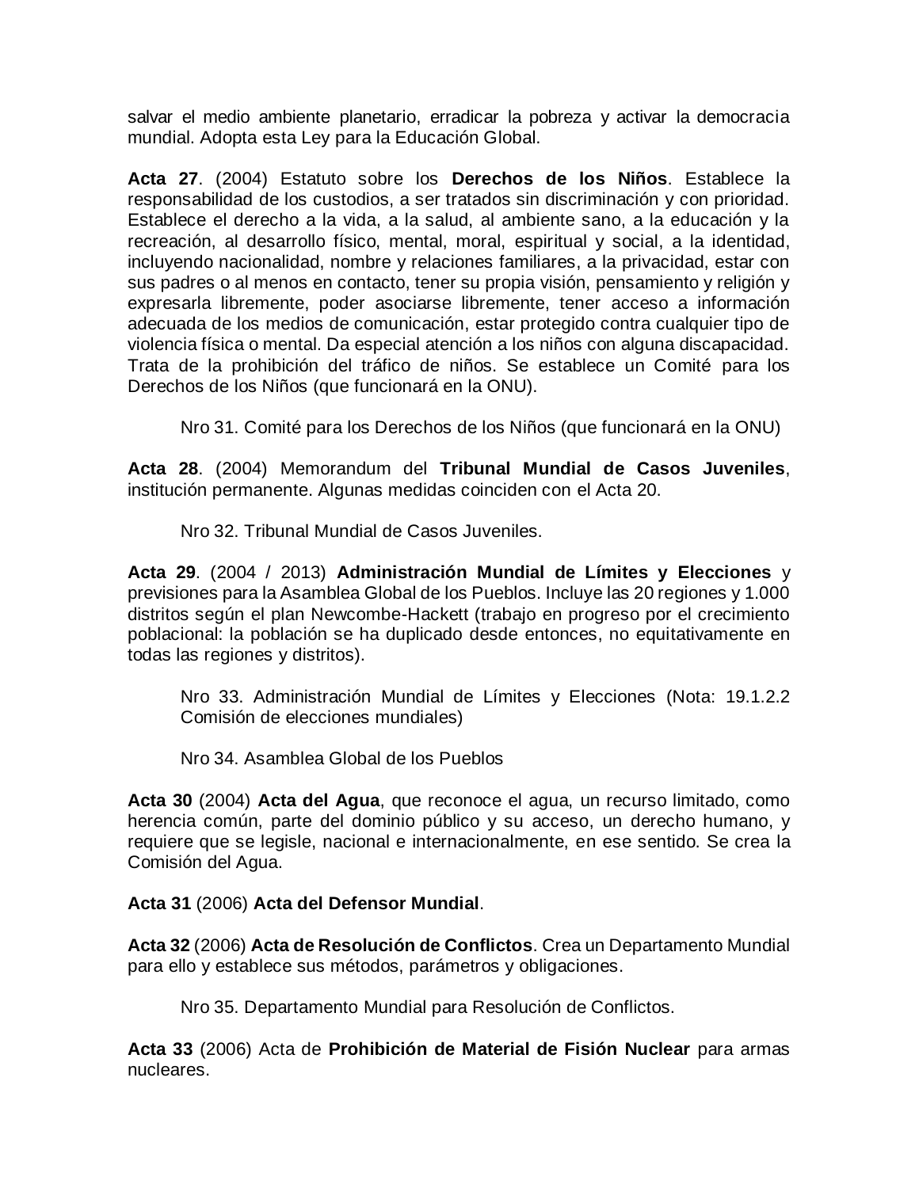salvar el medio ambiente planetario, erradicar la pobreza y activar la democracia mundial. Adopta esta Ley para la Educación Global.

**Acta 27**. (2004) Estatuto sobre los **Derechos de los Niños**. Establece la responsabilidad de los custodios, a ser tratados sin discriminación y con prioridad. Establece el derecho a la vida, a la salud, al ambiente sano, a la educación y la recreación, al desarrollo físico, mental, moral, espiritual y social, a la identidad, incluyendo nacionalidad, nombre y relaciones familiares, a la privacidad, estar con sus padres o al menos en contacto, tener su propia visión, pensamiento y religión y expresarla libremente, poder asociarse libremente, tener acceso a información adecuada de los medios de comunicación, estar protegido contra cualquier tipo de violencia física o mental. Da especial atención a los niños con alguna discapacidad. Trata de la prohibición del tráfico de niños. Se establece un Comité para los Derechos de los Niños (que funcionará en la ONU).

> Nro 31. Comité para los Derechos de los Niños (que funcionará en la ONU)

**Acta 28**. (2004) Memorandum del **Tribunal Mundial de Casos Juveniles**, institución permanente. Algunas medidas coinciden con el Acta 20.

> Nro 32. Tribunal Mundial de Casos Juveniles.

**Acta 29**. (2004 / 2013) **Administración Mundial de Límites y Elecciones** y previsiones para la Asamblea Global de los Pueblos. Incluye las 20 regiones y 1.000 distritos según el plan Newcombe-Hackett (trabajo en progreso por el crecimiento poblacional: la población se ha duplicado desde entonces, no equitativamente en todas las regiones y distritos).

> Nro 33. Administración Mundial de Límites y Elecciones (Nota: 19.1.2.2 Comisión de elecciones mundiales)
>
> Nro 34. Asamblea Global de los Pueblos

**Acta 30** (2004) **Acta del Agua**, que reconoce el agua, un recurso limitado, como herencia común, parte del dominio público y su acceso, un derecho humano, y requiere que se legisle, nacional e internacionalmente, en ese sentido. Se crea la Comisión del Agua.

**Acta 31** (2006) **Acta del Defensor Mundial**.

**Acta 32** (2006) **Acta de Resolución de Conflictos**. Crea un Departamento Mundial para ello y establece sus métodos, parámetros y obligaciones.

> Nro 35. Departamento Mundial para Resolución de Conflictos.

**Acta 33** (2006) Acta de **Prohibición de Material de Fisión Nuclear** para armas nucleares.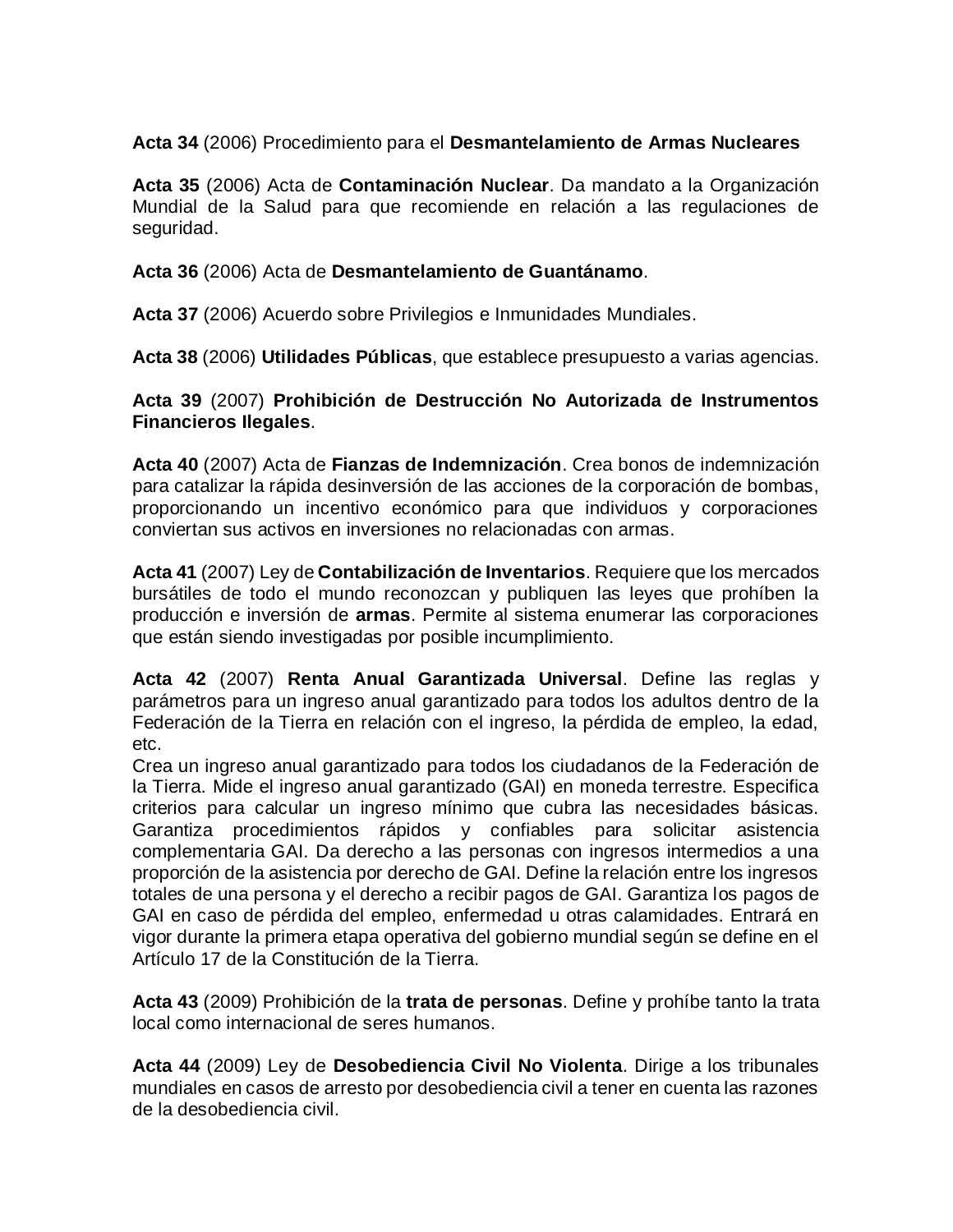**Acta 34** (2006) Procedimiento para el **Desmantelamiento de Armas Nucleares**

**Acta 35** (2006) Acta de **Contaminación Nuclear**. Da mandato a la Organización Mundial de la Salud para que recomiende en relación a las regulaciones de seguridad.

**Acta 36** (2006) Acta de **Desmantelamiento de Guantánamo**.

**Acta 37** (2006) Acuerdo sobre Privilegios e Inmunidades Mundiales.

**Acta 38** (2006) **Utilidades Públicas**, que establece presupuesto a varias agencias.

**Acta 39** (2007) **Prohibición de Destrucción No Autorizada de Instrumentos Financieros Ilegales**.

**Acta 40** (2007) Acta de **Fianzas de Indemnización**. Crea bonos de indemnización para catalizar la rápida desinversión de las acciones de la corporación de bombas, proporcionando un incentivo económico para que individuos y corporaciones conviertan sus activos en inversiones no relacionadas con armas.

**Acta 41** (2007) Ley de **Contabilización de Inventarios**. Requiere que los mercados bursátiles de todo el mundo reconozcan y publiquen las leyes que prohíben la producción e inversión de **armas**. Permite al sistema enumerar las corporaciones que están siendo investigadas por posible incumplimiento.

**Acta 42** (2007) **Renta Anual Garantizada Universal**. Define las reglas y parámetros para un ingreso anual garantizado para todos los adultos dentro de la Federación de la Tierra en relación con el ingreso, la pérdida de empleo, la edad, etc.
Crea un ingreso anual garantizado para todos los ciudadanos de la Federación de la Tierra. Mide el ingreso anual garantizado (GAI) en moneda terrestre. Especifica criterios para calcular un ingreso mínimo que cubra las necesidades básicas. Garantiza procedimientos rápidos y confiables para solicitar asistencia complementaria GAI. Da derecho a las personas con ingresos intermedios a una proporción de la asistencia por derecho de GAI. Define la relación entre los ingresos totales de una persona y el derecho a recibir pagos de GAI. Garantiza los pagos de GAI en caso de pérdida del empleo, enfermedad u otras calamidades. Entrará en vigor durante la primera etapa operativa del gobierno mundial según se define en el Artículo 17 de la Constitución de la Tierra.

**Acta 43** (2009) Prohibición de la **trata de personas**. Define y prohíbe tanto la trata local como internacional de seres humanos.

**Acta 44** (2009) Ley de **Desobediencia Civil No Violenta**. Dirige a los tribunales mundiales en casos de arresto por desobediencia civil a tener en cuenta las razones de la desobediencia civil.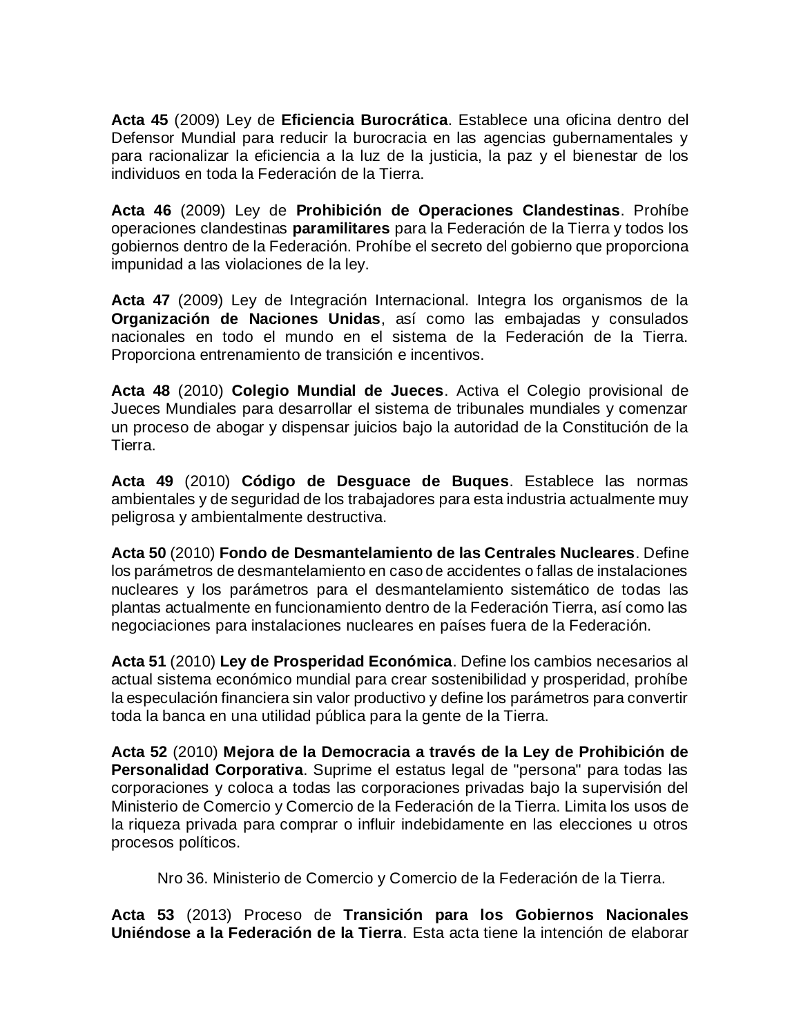**Acta 45** (2009) Ley de **Eficiencia Burocrática**. Establece una oficina dentro del Defensor Mundial para reducir la burocracia en las agencias gubernamentales y para racionalizar la eficiencia a la luz de la justicia, la paz y el bienestar de los individuos en toda la Federación de la Tierra.

**Acta 46** (2009) Ley de **Prohibición de Operaciones Clandestinas**. Prohíbe operaciones clandestinas **paramilitares** para la Federación de la Tierra y todos los gobiernos dentro de la Federación. Prohíbe el secreto del gobierno que proporciona impunidad a las violaciones de la ley.

**Acta 47** (2009) Ley de Integración Internacional. Integra los organismos de la **Organización de Naciones Unidas**, así como las embajadas y consulados nacionales en todo el mundo en el sistema de la Federación de la Tierra. Proporciona entrenamiento de transición e incentivos.

**Acta 48** (2010) **Colegio Mundial de Jueces**. Activa el Colegio provisional de Jueces Mundiales para desarrollar el sistema de tribunales mundiales y comenzar un proceso de abogar y dispensar juicios bajo la autoridad de la Constitución de la Tierra.

**Acta 49** (2010) **Código de Desguace de Buques**. Establece las normas ambientales y de seguridad de los trabajadores para esta industria actualmente muy peligrosa y ambientalmente destructiva.

**Acta 50** (2010) **Fondo de Desmantelamiento de las Centrales Nucleares**. Define los parámetros de desmantelamiento en caso de accidentes o fallas de instalaciones nucleares y los parámetros para el desmantelamiento sistemático de todas las plantas actualmente en funcionamiento dentro de la Federación Tierra, así como las negociaciones para instalaciones nucleares en países fuera de la Federación.

**Acta 51** (2010) **Ley de Prosperidad Económica**. Define los cambios necesarios al actual sistema económico mundial para crear sostenibilidad y prosperidad, prohíbe la especulación financiera sin valor productivo y define los parámetros para convertir toda la banca en una utilidad pública para la gente de la Tierra.

**Acta 52** (2010) **Mejora de la Democracia a través de la Ley de Prohibición de Personalidad Corporativa**. Suprime el estatus legal de "persona" para todas las corporaciones y coloca a todas las corporaciones privadas bajo la supervisión del Ministerio de Comercio y Comercio de la Federación de la Tierra. Limita los usos de la riqueza privada para comprar o influir indebidamente en las elecciones u otros procesos políticos.

Nro 36. Ministerio de Comercio y Comercio de la Federación de la Tierra.

**Acta 53** (2013) Proceso de **Transición para los Gobiernos Nacionales Uniéndose a la Federación de la Tierra**. Esta acta tiene la intención de elaborar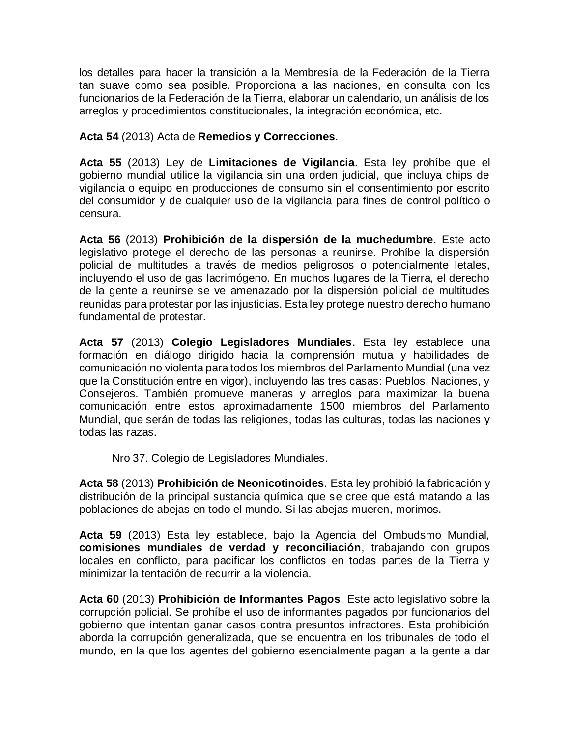los detalles para hacer la transición a la Membresía de la Federación de la Tierra tan suave como sea posible. Proporciona a las naciones, en consulta con los funcionarios de la Federación de la Tierra, elaborar un calendario, un análisis de los arreglos y procedimientos constitucionales, la integración económica, etc.

**Acta 54** (2013) Acta de **Remedios y Correcciones**.

**Acta 55** (2013) Ley de **Limitaciones de Vigilancia**. Esta ley prohíbe que el gobierno mundial utilice la vigilancia sin una orden judicial, que incluya chips de vigilancia o equipo en producciones de consumo sin el consentimiento por escrito del consumidor y de cualquier uso de la vigilancia para fines de control político o censura.

**Acta 56** (2013) **Prohibición de la dispersión de la muchedumbre**. Este acto legislativo protege el derecho de las personas a reunirse. Prohíbe la dispersión policial de multitudes a través de medios peligrosos o potencialmente letales, incluyendo el uso de gas lacrimógeno. En muchos lugares de la Tierra, el derecho de la gente a reunirse se ve amenazado por la dispersión policial de multitudes reunidas para protestar por las injusticias. Esta ley protege nuestro derecho humano fundamental de protestar.

**Acta 57** (2013) **Colegio Legisladores Mundiales**. Esta ley establece una formación en diálogo dirigido hacia la comprensión mutua y habilidades de comunicación no violenta para todos los miembros del Parlamento Mundial (una vez que la Constitución entre en vigor), incluyendo las tres casas: Pueblos, Naciones, y Consejeros. También promueve maneras y arreglos para maximizar la buena comunicación entre estos aproximadamente 1500 miembros del Parlamento Mundial, que serán de todas las religiones, todas las culturas, todas las naciones y todas las razas.

Nro 37. Colegio de Legisladores Mundiales.

**Acta 58** (2013) **Prohibición de Neonicotinoides**. Esta ley prohibió la fabricación y distribución de la principal sustancia química que se cree que está matando a las poblaciones de abejas en todo el mundo. Si las abejas mueren, morimos.

**Acta 59** (2013) Esta ley establece, bajo la Agencia del Ombudsmo Mundial, **comisiones mundiales de verdad y reconciliación**, trabajando con grupos locales en conflicto, para pacificar los conflictos en todas partes de la Tierra y minimizar la tentación de recurrir a la violencia.

**Acta 60** (2013) **Prohibición de Informantes Pagos**. Este acto legislativo sobre la corrupción policial. Se prohíbe el uso de informantes pagados por funcionarios del gobierno que intentan ganar casos contra presuntos infractores. Esta prohibición aborda la corrupción generalizada, que se encuentra en los tribunales de todo el mundo, en la que los agentes del gobierno esencialmente pagan a la gente a dar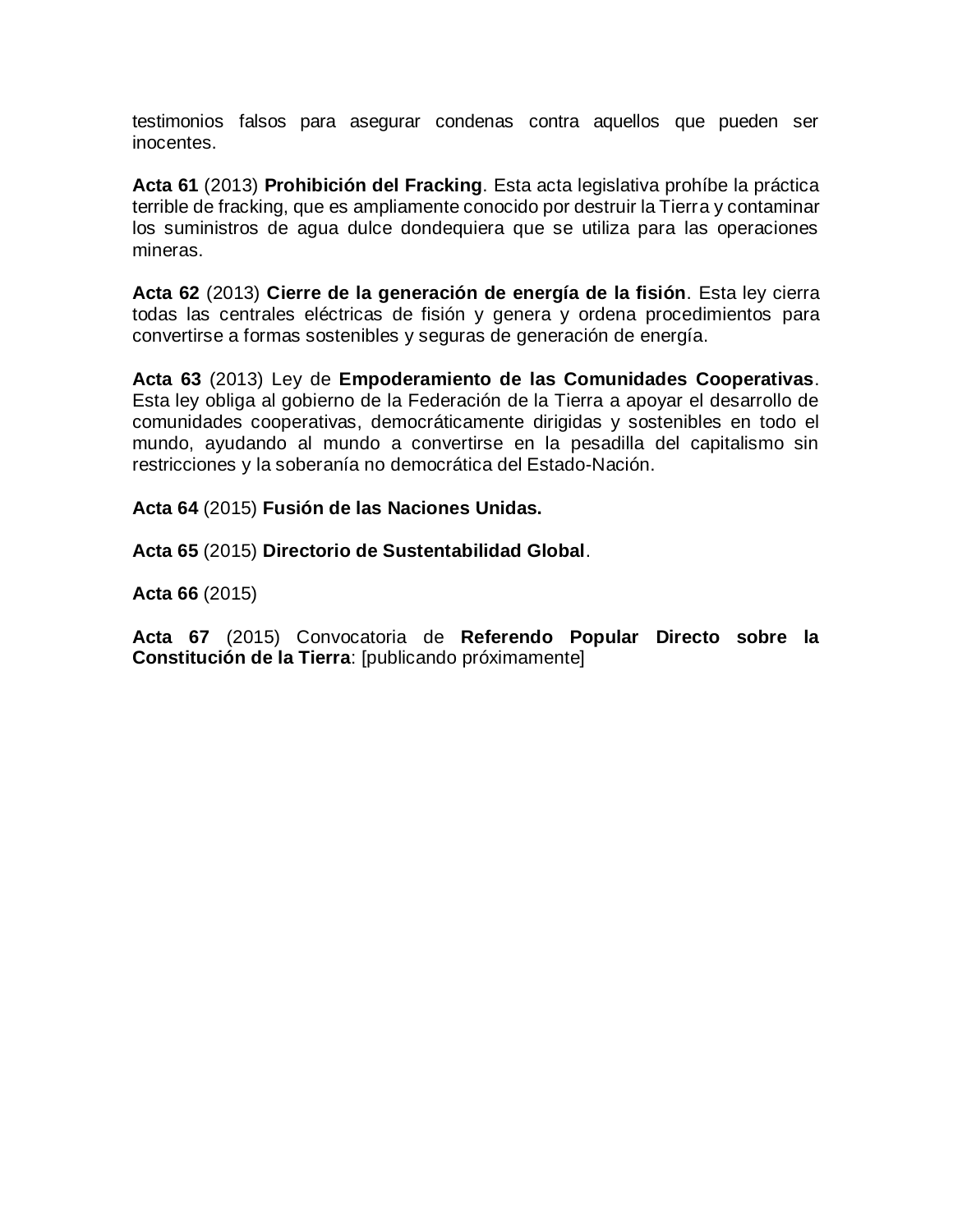testimonios falsos para asegurar condenas contra aquellos que pueden ser inocentes.

**Acta 61** (2013) **Prohibición del Fracking**. Esta acta legislativa prohíbe la práctica terrible de fracking, que es ampliamente conocido por destruir la Tierra y contaminar los suministros de agua dulce dondequiera que se utiliza para las operaciones mineras.

**Acta 62** (2013) **Cierre de la generación de energía de la fisión**. Esta ley cierra todas las centrales eléctricas de fisión y genera y ordena procedimientos para convertirse a formas sostenibles y seguras de generación de energía.

**Acta 63** (2013) Ley de **Empoderamiento de las Comunidades Cooperativas**. Esta ley obliga al gobierno de la Federación de la Tierra a apoyar el desarrollo de comunidades cooperativas, democráticamente dirigidas y sostenibles en todo el mundo, ayudando al mundo a convertirse en la pesadilla del capitalismo sin restricciones y la soberanía no democrática del Estado-Nación.

**Acta 64** (2015) **Fusión de las Naciones Unidas.**

**Acta 65** (2015) **Directorio de Sustentabilidad Global**.

**Acta 66** (2015)

**Acta 67** (2015) Convocatoria de **Referendo Popular Directo sobre la Constitución de la Tierra**: [publicando próximamente]